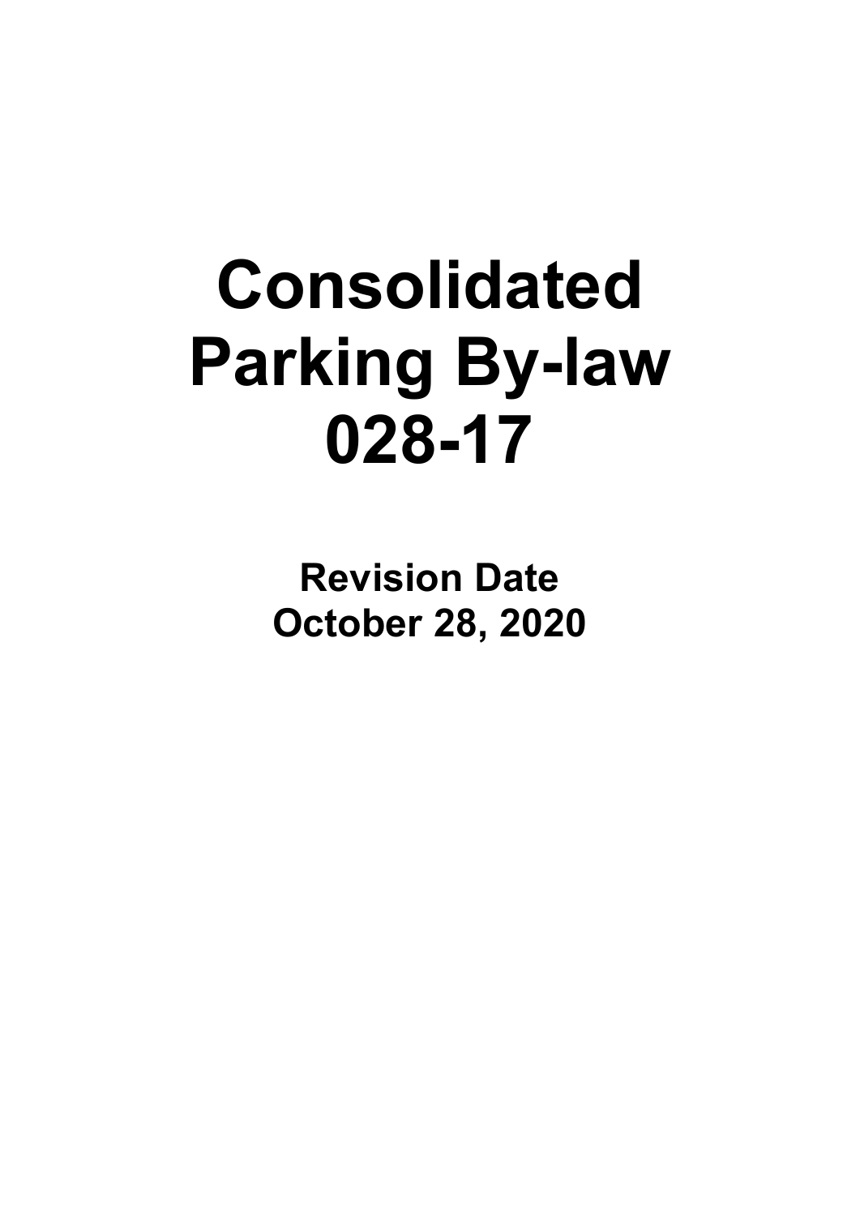# Consolidated Parking By-law 028-17

**Revision Date**
**October 28, 2020**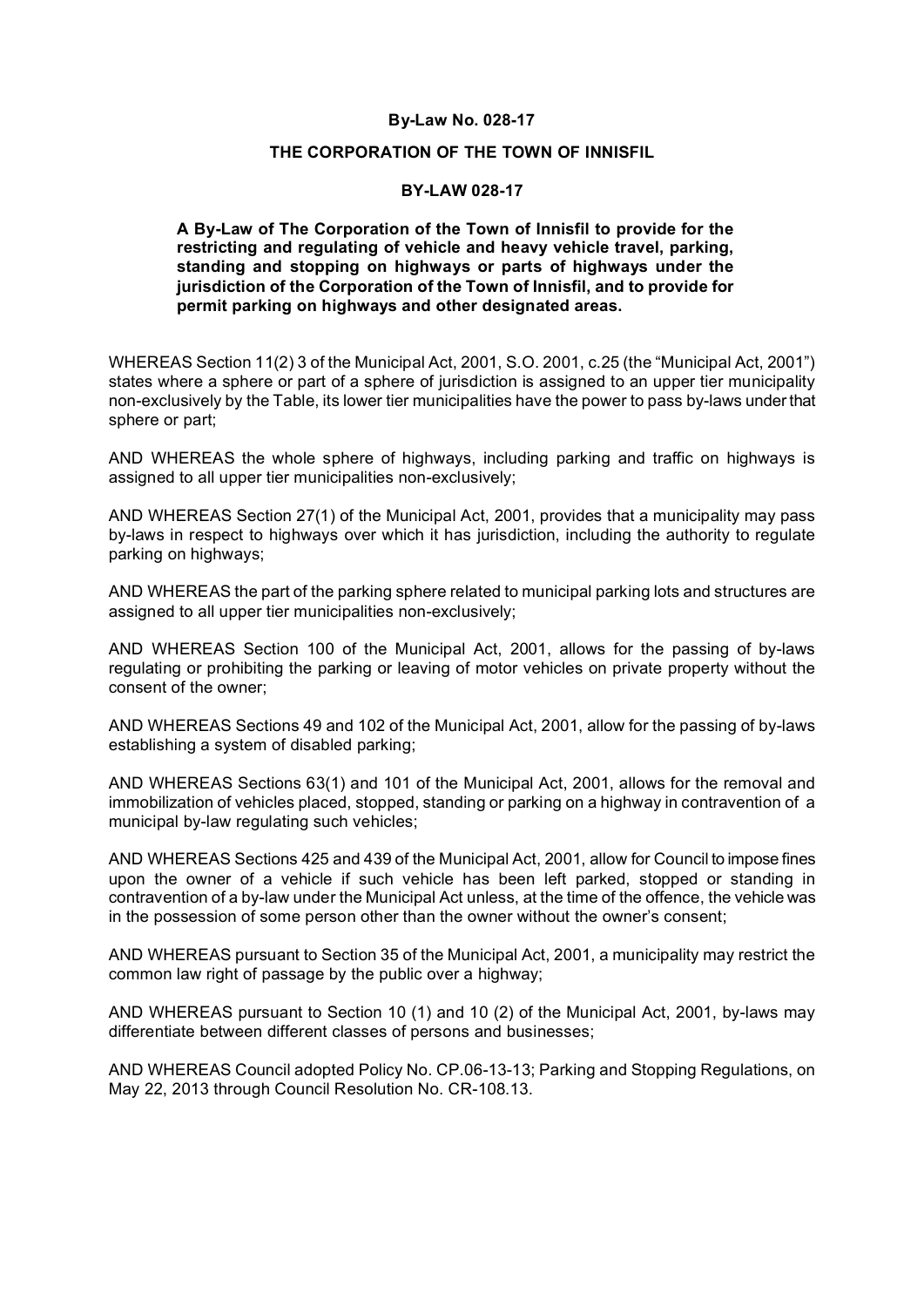**By-Law No. 028-17**

**THE CORPORATION OF THE TOWN OF INNISFIL**

**BY-LAW 028-17**

**A By-Law of The Corporation of the Town of Innisfil to provide for the restricting and regulating of vehicle and heavy vehicle travel, parking, standing and stopping on highways or parts of highways under the jurisdiction of the Corporation of the Town of Innisfil, and to provide for permit parking on highways and other designated areas.**

WHEREAS Section 11(2) 3 of the Municipal Act, 2001, S.O. 2001, c.25 (the "Municipal Act, 2001") states where a sphere or part of a sphere of jurisdiction is assigned to an upper tier municipality non-exclusively by the Table, its lower tier municipalities have the power to pass by-laws under that sphere or part;

AND WHEREAS the whole sphere of highways, including parking and traffic on highways is assigned to all upper tier municipalities non-exclusively;

AND WHEREAS Section 27(1) of the Municipal Act, 2001, provides that a municipality may pass by-laws in respect to highways over which it has jurisdiction, including the authority to regulate parking on highways;

AND WHEREAS the part of the parking sphere related to municipal parking lots and structures are assigned to all upper tier municipalities non-exclusively;

AND WHEREAS Section 100 of the Municipal Act, 2001, allows for the passing of by-laws regulating or prohibiting the parking or leaving of motor vehicles on private property without the consent of the owner;

AND WHEREAS Sections 49 and 102 of the Municipal Act, 2001, allow for the passing of by-laws establishing a system of disabled parking;

AND WHEREAS Sections 63(1) and 101 of the Municipal Act, 2001, allows for the removal and immobilization of vehicles placed, stopped, standing or parking on a highway in contravention of a municipal by-law regulating such vehicles;

AND WHEREAS Sections 425 and 439 of the Municipal Act, 2001, allow for Council to impose fines upon the owner of a vehicle if such vehicle has been left parked, stopped or standing in contravention of a by-law under the Municipal Act unless, at the time of the offence, the vehicle was in the possession of some person other than the owner without the owner's consent;

AND WHEREAS pursuant to Section 35 of the Municipal Act, 2001, a municipality may restrict the common law right of passage by the public over a highway;

AND WHEREAS pursuant to Section 10 (1) and 10 (2) of the Municipal Act, 2001, by-laws may differentiate between different classes of persons and businesses;

AND WHEREAS Council adopted Policy No. CP.06-13-13; Parking and Stopping Regulations, on May 22, 2013 through Council Resolution No. CR-108.13.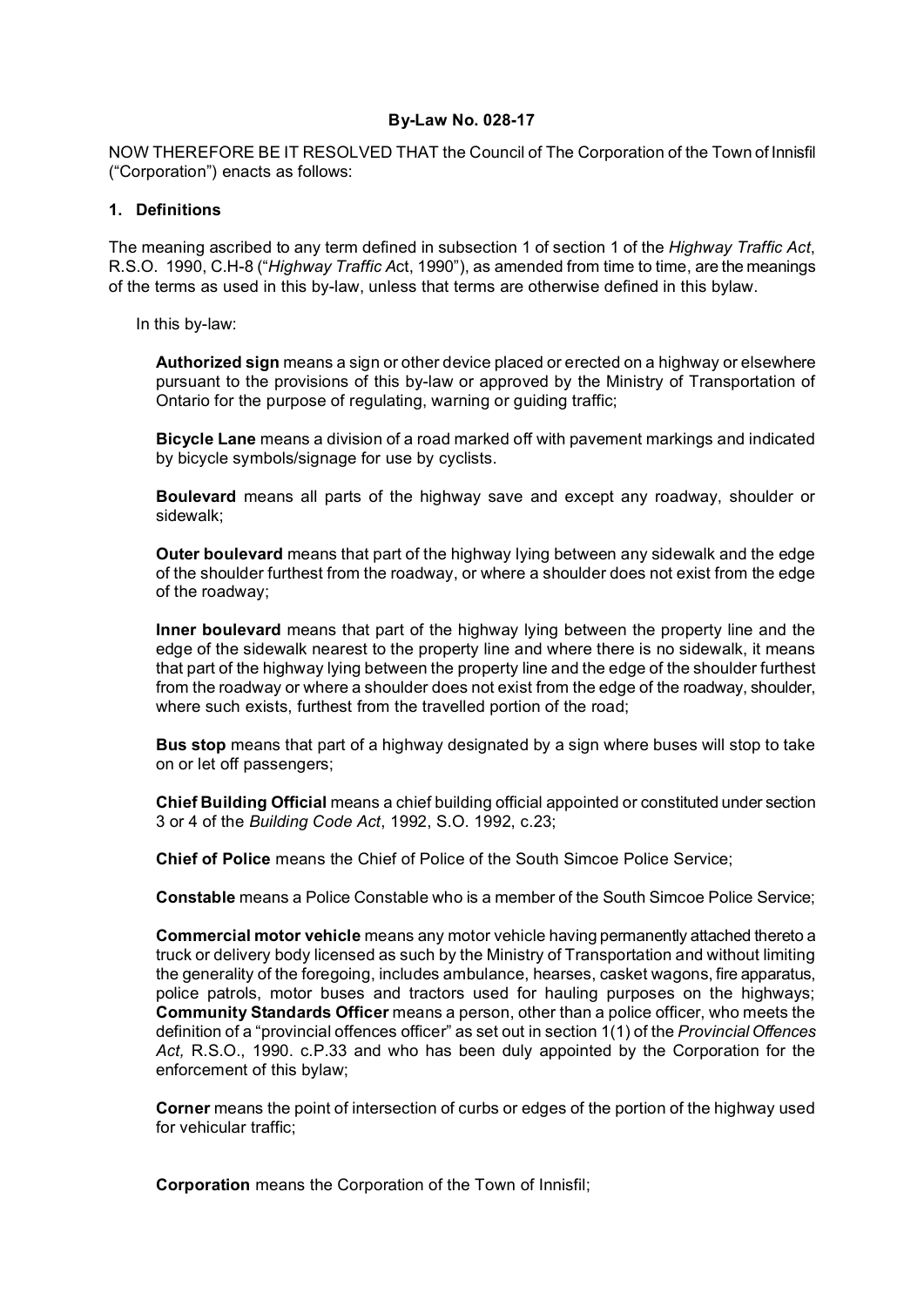**By-Law No. 028-17**

NOW THEREFORE BE IT RESOLVED THAT the Council of The Corporation of the Town of Innisfil ("Corporation") enacts as follows:

## 1. Definitions

The meaning ascribed to any term defined in subsection 1 of section 1 of the *Highway Traffic Act*, R.S.O. 1990, C.H-8 ("*Highway Traffic A*ct, 1990"), as amended from time to time, are the meanings of the terms as used in this by-law, unless that terms are otherwise defined in this bylaw.

In this by-law:

**Authorized sign** means a sign or other device placed or erected on a highway or elsewhere pursuant to the provisions of this by-law or approved by the Ministry of Transportation of Ontario for the purpose of regulating, warning or guiding traffic;

**Bicycle Lane** means a division of a road marked off with pavement markings and indicated by bicycle symbols/signage for use by cyclists.

**Boulevard** means all parts of the highway save and except any roadway, shoulder or sidewalk;

**Outer boulevard** means that part of the highway lying between any sidewalk and the edge of the shoulder furthest from the roadway, or where a shoulder does not exist from the edge of the roadway;

**Inner boulevard** means that part of the highway lying between the property line and the edge of the sidewalk nearest to the property line and where there is no sidewalk, it means that part of the highway lying between the property line and the edge of the shoulder furthest from the roadway or where a shoulder does not exist from the edge of the roadway, shoulder, where such exists, furthest from the travelled portion of the road;

**Bus stop** means that part of a highway designated by a sign where buses will stop to take on or let off passengers;

**Chief Building Official** means a chief building official appointed or constituted under section 3 or 4 of the *Building Code Act*, 1992, S.O. 1992, c.23;

**Chief of Police** means the Chief of Police of the South Simcoe Police Service;

**Constable** means a Police Constable who is a member of the South Simcoe Police Service;

**Commercial motor vehicle** means any motor vehicle having permanently attached thereto a truck or delivery body licensed as such by the Ministry of Transportation and without limiting the generality of the foregoing, includes ambulance, hearses, casket wagons, fire apparatus, police patrols, motor buses and tractors used for hauling purposes on the highways;

**Community Standards Officer** means a person, other than a police officer, who meets the definition of a "provincial offences officer" as set out in section 1(1) of the *Provincial Offences Act,* R.S.O., 1990. c.P.33 and who has been duly appointed by the Corporation for the enforcement of this bylaw;

**Corner** means the point of intersection of curbs or edges of the portion of the highway used for vehicular traffic;

**Corporation** means the Corporation of the Town of Innisfil;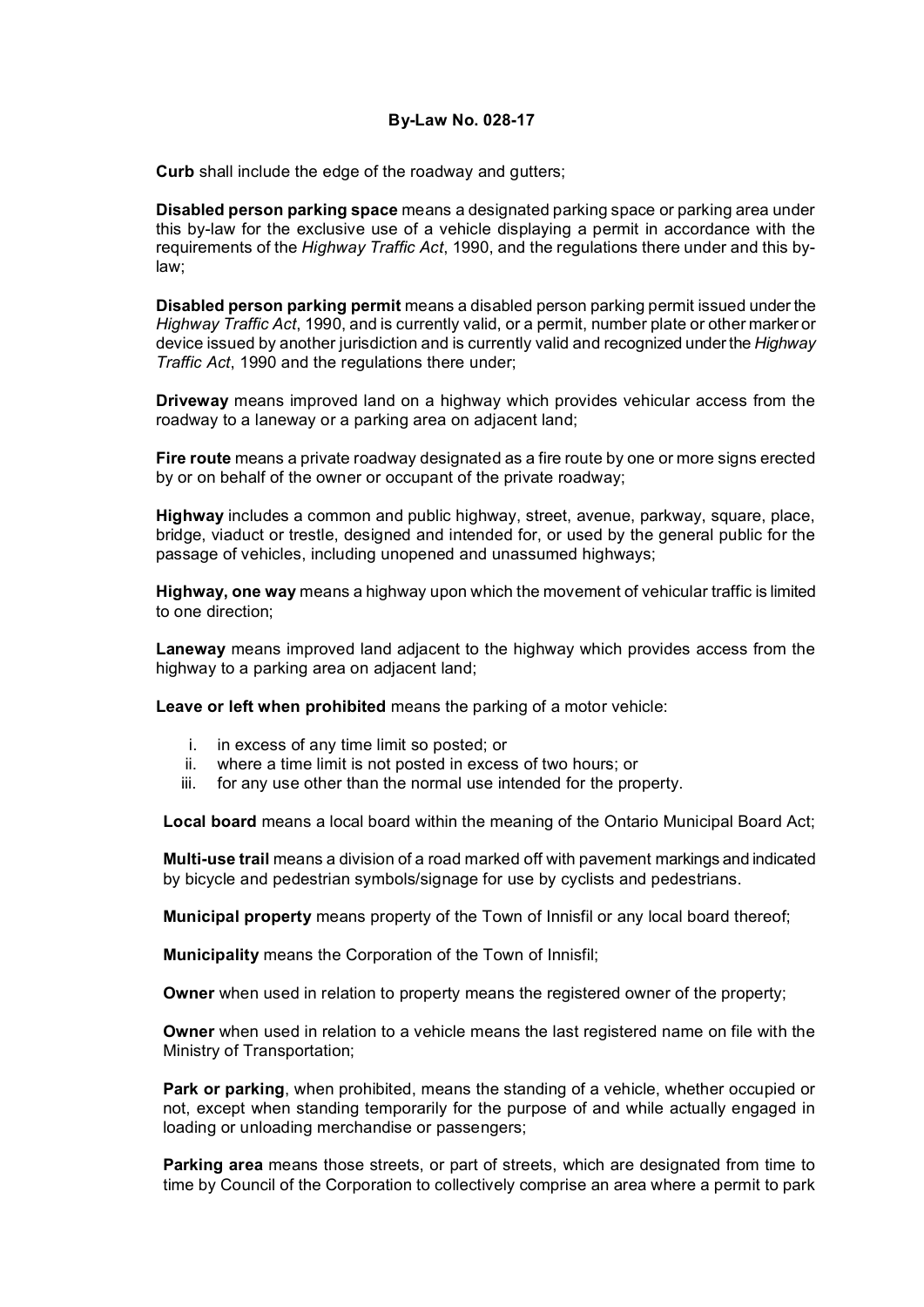**By-Law No. 028-17**

**Curb** shall include the edge of the roadway and gutters;

**Disabled person parking space** means a designated parking space or parking area under this by-law for the exclusive use of a vehicle displaying a permit in accordance with the requirements of the *Highway Traffic Act*, 1990, and the regulations there under and this by-law;

**Disabled person parking permit** means a disabled person parking permit issued under the *Highway Traffic Act*, 1990, and is currently valid, or a permit, number plate or other marker or device issued by another jurisdiction and is currently valid and recognized under the *Highway Traffic Act*, 1990 and the regulations there under;

**Driveway** means improved land on a highway which provides vehicular access from the roadway to a laneway or a parking area on adjacent land;

**Fire route** means a private roadway designated as a fire route by one or more signs erected by or on behalf of the owner or occupant of the private roadway;

**Highway** includes a common and public highway, street, avenue, parkway, square, place, bridge, viaduct or trestle, designed and intended for, or used by the general public for the passage of vehicles, including unopened and unassumed highways;

**Highway, one way** means a highway upon which the movement of vehicular traffic is limited to one direction;

**Laneway** means improved land adjacent to the highway which provides access from the highway to a parking area on adjacent land;

**Leave or left when prohibited** means the parking of a motor vehicle:

i. in excess of any time limit so posted; or
ii. where a time limit is not posted in excess of two hours; or
iii. for any use other than the normal use intended for the property.

**Local board** means a local board within the meaning of the Ontario Municipal Board Act;

**Multi-use trail** means a division of a road marked off with pavement markings and indicated by bicycle and pedestrian symbols/signage for use by cyclists and pedestrians.

**Municipal property** means property of the Town of Innisfil or any local board thereof;

**Municipality** means the Corporation of the Town of Innisfil;

**Owner** when used in relation to property means the registered owner of the property;

**Owner** when used in relation to a vehicle means the last registered name on file with the Ministry of Transportation;

**Park or parking**, when prohibited, means the standing of a vehicle, whether occupied or not, except when standing temporarily for the purpose of and while actually engaged in loading or unloading merchandise or passengers;

**Parking area** means those streets, or part of streets, which are designated from time to time by Council of the Corporation to collectively comprise an area where a permit to park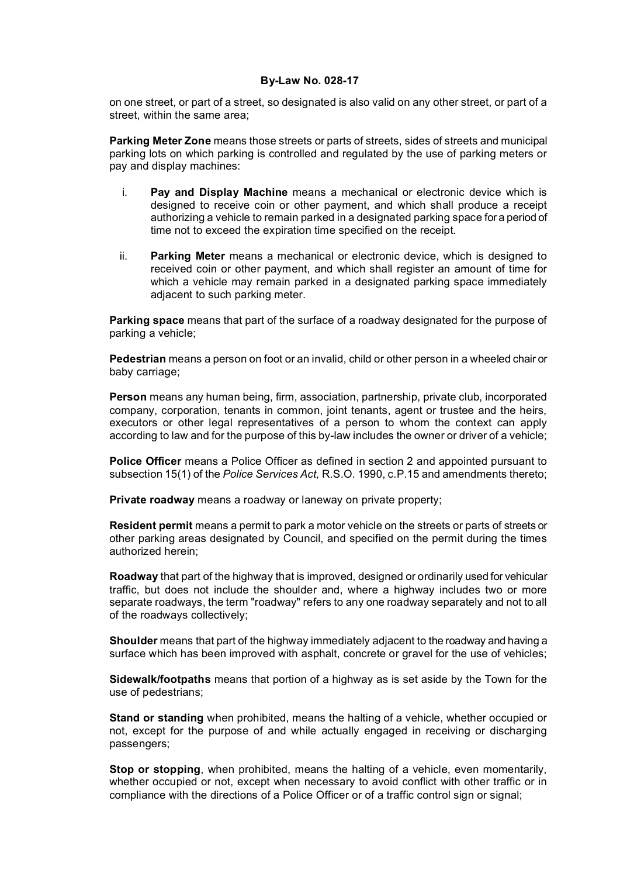on one street, or part of a street, so designated is also valid on any other street, or part of a street, within the same area;

**Parking Meter Zone** means those streets or parts of streets, sides of streets and municipal parking lots on which parking is controlled and regulated by the use of parking meters or pay and display machines:

i. **Pay and Display Machine** means a mechanical or electronic device which is designed to receive coin or other payment, and which shall produce a receipt authorizing a vehicle to remain parked in a designated parking space for a period of time not to exceed the expiration time specified on the receipt.

ii. **Parking Meter** means a mechanical or electronic device, which is designed to received coin or other payment, and which shall register an amount of time for which a vehicle may remain parked in a designated parking space immediately adjacent to such parking meter.

**Parking space** means that part of the surface of a roadway designated for the purpose of parking a vehicle;

**Pedestrian** means a person on foot or an invalid, child or other person in a wheeled chair or baby carriage;

**Person** means any human being, firm, association, partnership, private club, incorporated company, corporation, tenants in common, joint tenants, agent or trustee and the heirs, executors or other legal representatives of a person to whom the context can apply according to law and for the purpose of this by-law includes the owner or driver of a vehicle;

**Police Officer** means a Police Officer as defined in section 2 and appointed pursuant to subsection 15(1) of the *Police Services Act,* R.S.O. 1990, c.P.15 and amendments thereto;

**Private roadway** means a roadway or laneway on private property;

**Resident permit** means a permit to park a motor vehicle on the streets or parts of streets or other parking areas designated by Council, and specified on the permit during the times authorized herein;

**Roadway** that part of the highway that is improved, designed or ordinarily used for vehicular traffic, but does not include the shoulder and, where a highway includes two or more separate roadways, the term "roadway" refers to any one roadway separately and not to all of the roadways collectively;

**Shoulder** means that part of the highway immediately adjacent to the roadway and having a surface which has been improved with asphalt, concrete or gravel for the use of vehicles;

**Sidewalk/footpaths** means that portion of a highway as is set aside by the Town for the use of pedestrians;

**Stand or standing** when prohibited, means the halting of a vehicle, whether occupied or not, except for the purpose of and while actually engaged in receiving or discharging passengers;

**Stop or stopping**, when prohibited, means the halting of a vehicle, even momentarily, whether occupied or not, except when necessary to avoid conflict with other traffic or in compliance with the directions of a Police Officer or of a traffic control sign or signal;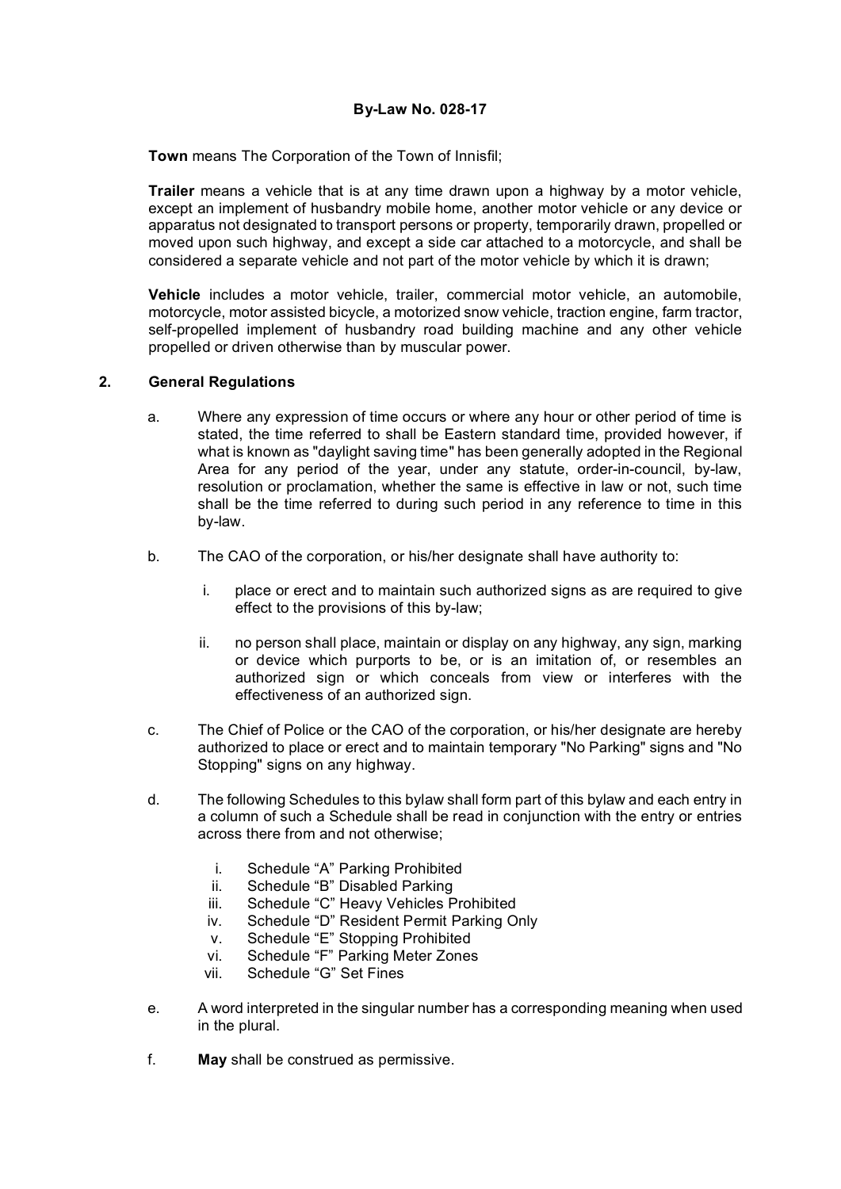**By-Law No. 028-17**

**Town** means The Corporation of the Town of Innisfil;

**Trailer** means a vehicle that is at any time drawn upon a highway by a motor vehicle, except an implement of husbandry mobile home, another motor vehicle or any device or apparatus not designated to transport persons or property, temporarily drawn, propelled or moved upon such highway, and except a side car attached to a motorcycle, and shall be considered a separate vehicle and not part of the motor vehicle by which it is drawn;

**Vehicle** includes a motor vehicle, trailer, commercial motor vehicle, an automobile, motorcycle, motor assisted bicycle, a motorized snow vehicle, traction engine, farm tractor, self-propelled implement of husbandry road building machine and any other vehicle propelled or driven otherwise than by muscular power.

## 2. General Regulations

a. Where any expression of time occurs or where any hour or other period of time is stated, the time referred to shall be Eastern standard time, provided however, if what is known as "daylight saving time" has been generally adopted in the Regional Area for any period of the year, under any statute, order-in-council, by-law, resolution or proclamation, whether the same is effective in law or not, such time shall be the time referred to during such period in any reference to time in this by-law.

b. The CAO of the corporation, or his/her designate shall have authority to:

   i. place or erect and to maintain such authorized signs as are required to give effect to the provisions of this by-law;

   ii. no person shall place, maintain or display on any highway, any sign, marking or device which purports to be, or is an imitation of, or resembles an authorized sign or which conceals from view or interferes with the effectiveness of an authorized sign.

c. The Chief of Police or the CAO of the corporation, or his/her designate are hereby authorized to place or erect and to maintain temporary "No Parking" signs and "No Stopping" signs on any highway.

d. The following Schedules to this bylaw shall form part of this bylaw and each entry in a column of such a Schedule shall be read in conjunction with the entry or entries across there from and not otherwise;

   i. Schedule “A” Parking Prohibited
   ii. Schedule “B” Disabled Parking
   iii. Schedule “C” Heavy Vehicles Prohibited
   iv. Schedule “D” Resident Permit Parking Only
   v. Schedule “E” Stopping Prohibited
   vi. Schedule “F” Parking Meter Zones
   vii. Schedule “G” Set Fines

e. A word interpreted in the singular number has a corresponding meaning when used in the plural.

f. **May** shall be construed as permissive.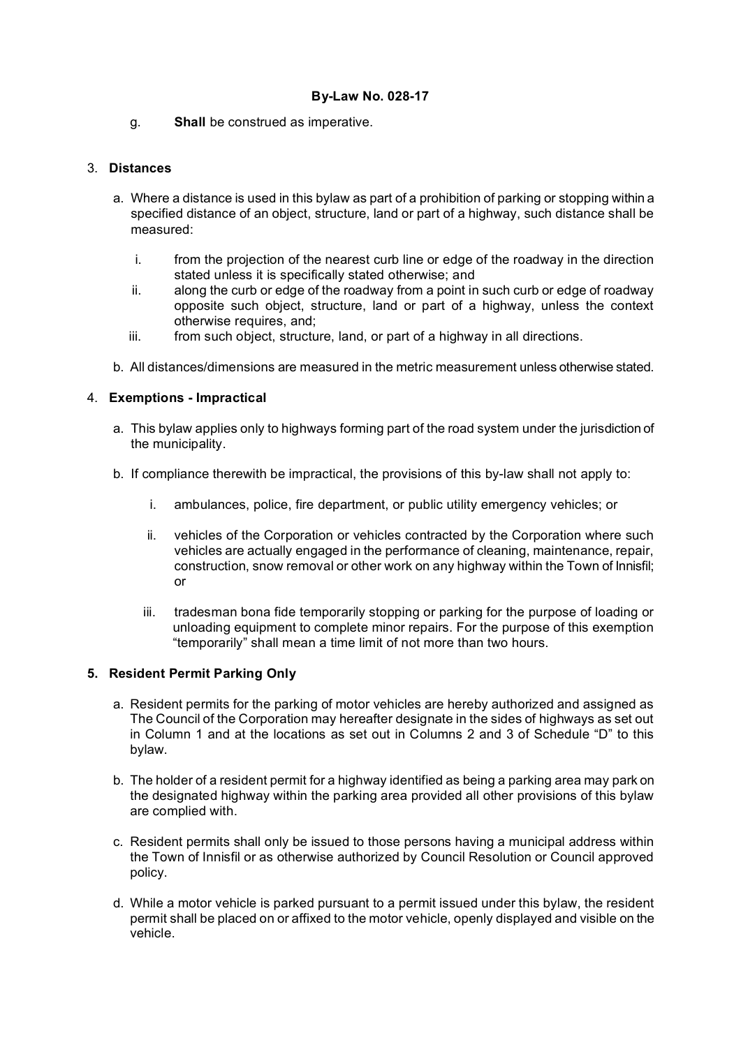g. **Shall** be construed as imperative.

3. **Distances**

   a. Where a distance is used in this bylaw as part of a prohibition of parking or stopping within a specified distance of an object, structure, land or part of a highway, such distance shall be measured:

      i. from the projection of the nearest curb line or edge of the roadway in the direction stated unless it is specifically stated otherwise; and
      ii. along the curb or edge of the roadway from a point in such curb or edge of roadway opposite such object, structure, land or part of a highway, unless the context otherwise requires, and;
      iii. from such object, structure, land, or part of a highway in all directions.

   b. All distances/dimensions are measured in the metric measurement unless otherwise stated.

4. **Exemptions - Impractical**

   a. This bylaw applies only to highways forming part of the road system under the jurisdiction of the municipality.

   b. If compliance therewith be impractical, the provisions of this by-law shall not apply to:

      i. ambulances, police, fire department, or public utility emergency vehicles; or

      ii. vehicles of the Corporation or vehicles contracted by the Corporation where such vehicles are actually engaged in the performance of cleaning, maintenance, repair, construction, snow removal or other work on any highway within the Town of Innisfil; or

      iii. tradesman bona fide temporarily stopping or parking for the purpose of loading or unloading equipment to complete minor repairs. For the purpose of this exemption "temporarily" shall mean a time limit of not more than two hours.

**5. Resident Permit Parking Only**

   a. Resident permits for the parking of motor vehicles are hereby authorized and assigned as The Council of the Corporation may hereafter designate in the sides of highways as set out in Column 1 and at the locations as set out in Columns 2 and 3 of Schedule "D" to this bylaw.

   b. The holder of a resident permit for a highway identified as being a parking area may park on the designated highway within the parking area provided all other provisions of this bylaw are complied with.

   c. Resident permits shall only be issued to those persons having a municipal address within the Town of Innisfil or as otherwise authorized by Council Resolution or Council approved policy.

   d. While a motor vehicle is parked pursuant to a permit issued under this bylaw, the resident permit shall be placed on or affixed to the motor vehicle, openly displayed and visible on the vehicle.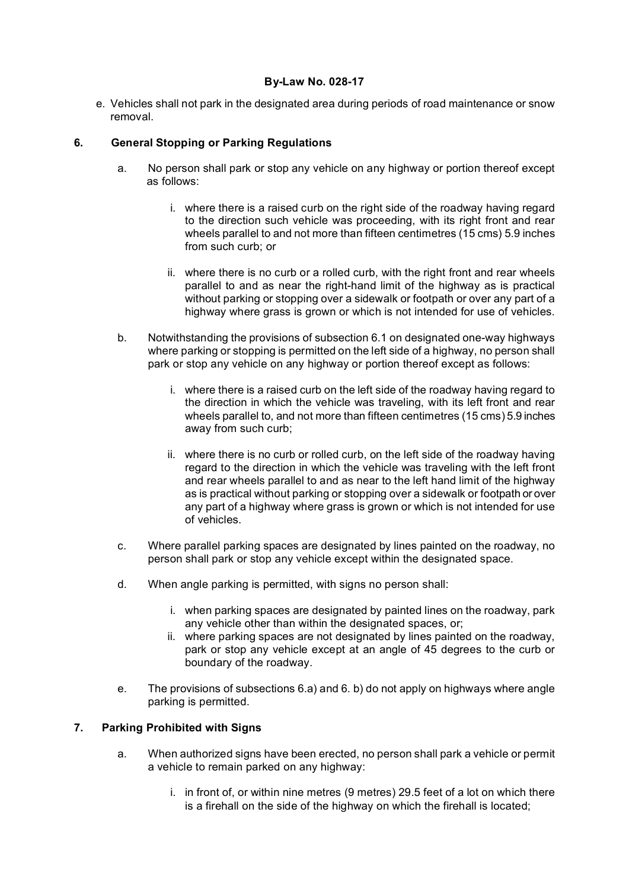e. Vehicles shall not park in the designated area during periods of road maintenance or snow removal.

## 6. General Stopping or Parking Regulations

a. No person shall park or stop any vehicle on any highway or portion thereof except as follows:

   i. where there is a raised curb on the right side of the roadway having regard to the direction such vehicle was proceeding, with its right front and rear wheels parallel to and not more than fifteen centimetres (15 cms) 5.9 inches from such curb; or

   ii. where there is no curb or a rolled curb, with the right front and rear wheels parallel to and as near the right-hand limit of the highway as is practical without parking or stopping over a sidewalk or footpath or over any part of a highway where grass is grown or which is not intended for use of vehicles.

b. Notwithstanding the provisions of subsection 6.1 on designated one-way highways where parking or stopping is permitted on the left side of a highway, no person shall park or stop any vehicle on any highway or portion thereof except as follows:

   i. where there is a raised curb on the left side of the roadway having regard to the direction in which the vehicle was traveling, with its left front and rear wheels parallel to, and not more than fifteen centimetres (15 cms) 5.9 inches away from such curb;

   ii. where there is no curb or rolled curb, on the left side of the roadway having regard to the direction in which the vehicle was traveling with the left front and rear wheels parallel to and as near to the left hand limit of the highway as is practical without parking or stopping over a sidewalk or footpath or over any part of a highway where grass is grown or which is not intended for use of vehicles.

c. Where parallel parking spaces are designated by lines painted on the roadway, no person shall park or stop any vehicle except within the designated space.

d. When angle parking is permitted, with signs no person shall:

   i. when parking spaces are designated by painted lines on the roadway, park any vehicle other than within the designated spaces, or;
   ii. where parking spaces are not designated by lines painted on the roadway, park or stop any vehicle except at an angle of 45 degrees to the curb or boundary of the roadway.

e. The provisions of subsections 6.a) and 6. b) do not apply on highways where angle parking is permitted.

## 7. Parking Prohibited with Signs

a. When authorized signs have been erected, no person shall park a vehicle or permit a vehicle to remain parked on any highway:

   i. in front of, or within nine metres (9 metres) 29.5 feet of a lot on which there is a firehall on the side of the highway on which the firehall is located;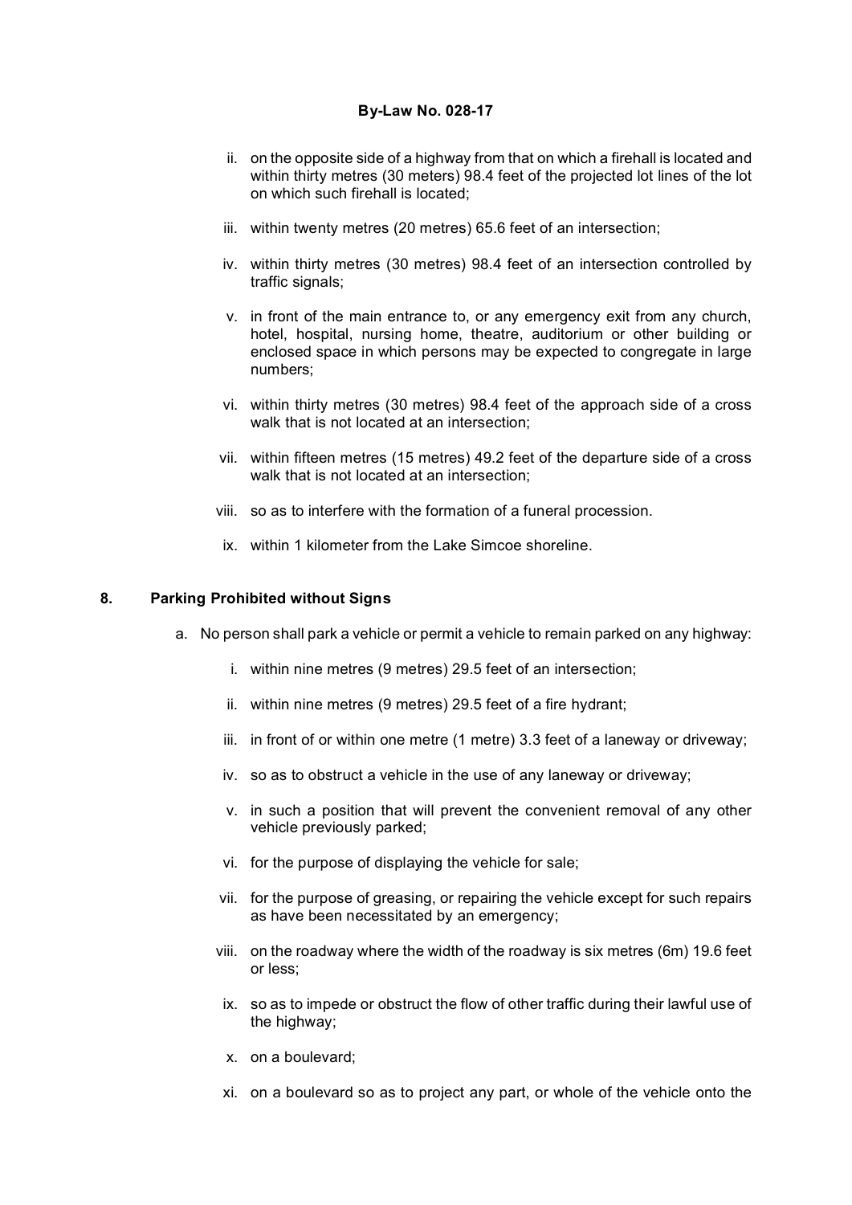ii. on the opposite side of a highway from that on which a firehall is located and within thirty metres (30 meters) 98.4 feet of the projected lot lines of the lot on which such firehall is located;

iii. within twenty metres (20 metres) 65.6 feet of an intersection;

iv. within thirty metres (30 metres) 98.4 feet of an intersection controlled by traffic signals;

v. in front of the main entrance to, or any emergency exit from any church, hotel, hospital, nursing home, theatre, auditorium or other building or enclosed space in which persons may be expected to congregate in large numbers;

vi. within thirty metres (30 metres) 98.4 feet of the approach side of a cross walk that is not located at an intersection;

vii. within fifteen metres (15 metres) 49.2 feet of the departure side of a cross walk that is not located at an intersection;

viii. so as to interfere with the formation of a funeral procession.

ix. within 1 kilometer from the Lake Simcoe shoreline.

## 8. Parking Prohibited without Signs

a. No person shall park a vehicle or permit a vehicle to remain parked on any highway:

i. within nine metres (9 metres) 29.5 feet of an intersection;

ii. within nine metres (9 metres) 29.5 feet of a fire hydrant;

iii. in front of or within one metre (1 metre) 3.3 feet of a laneway or driveway;

iv. so as to obstruct a vehicle in the use of any laneway or driveway;

v. in such a position that will prevent the convenient removal of any other vehicle previously parked;

vi. for the purpose of displaying the vehicle for sale;

vii. for the purpose of greasing, or repairing the vehicle except for such repairs as have been necessitated by an emergency;

viii. on the roadway where the width of the roadway is six metres (6m) 19.6 feet or less;

ix. so as to impede or obstruct the flow of other traffic during their lawful use of the highway;

x. on a boulevard;

xi. on a boulevard so as to project any part, or whole of the vehicle onto the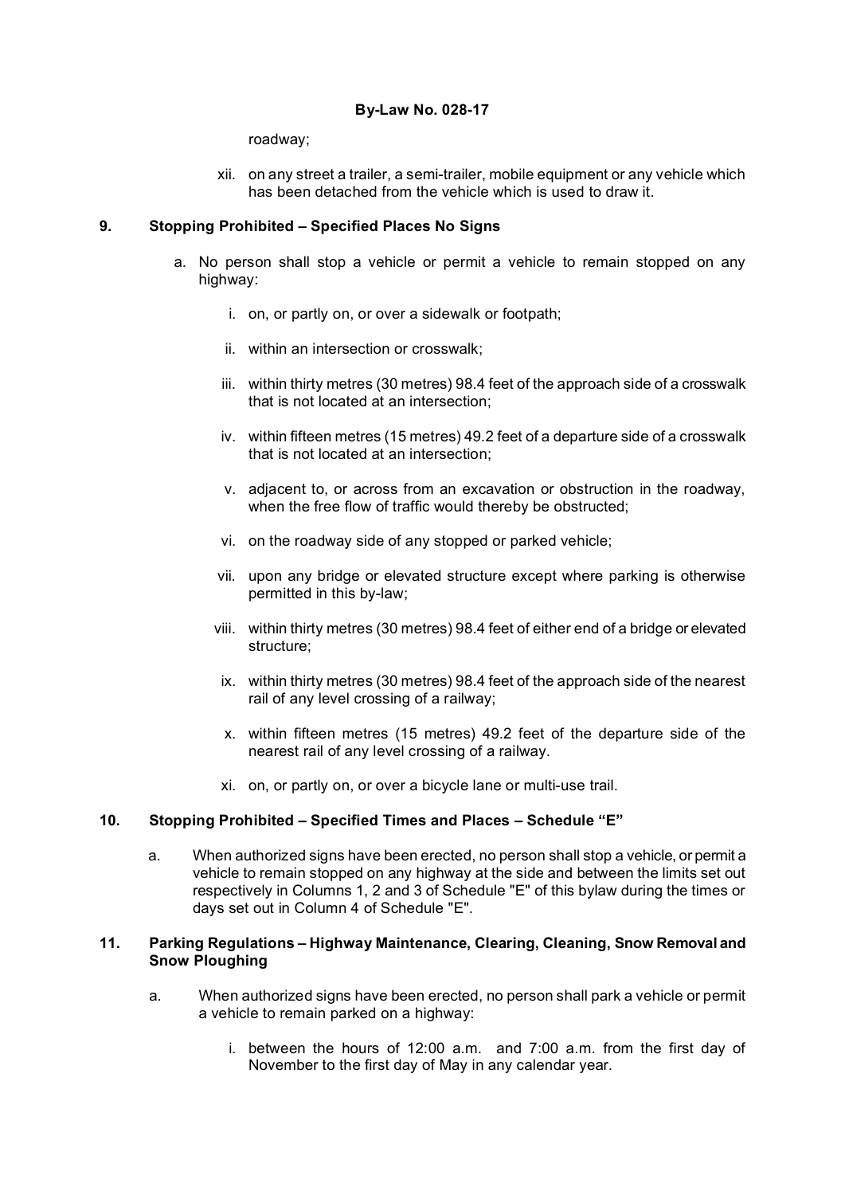roadway;

xii. on any street a trailer, a semi-trailer, mobile equipment or any vehicle which has been detached from the vehicle which is used to draw it.

## 9. Stopping Prohibited – Specified Places No Signs

a. No person shall stop a vehicle or permit a vehicle to remain stopped on any highway:

i. on, or partly on, or over a sidewalk or footpath;

ii. within an intersection or crosswalk;

iii. within thirty metres (30 metres) 98.4 feet of the approach side of a crosswalk that is not located at an intersection;

iv. within fifteen metres (15 metres) 49.2 feet of a departure side of a crosswalk that is not located at an intersection;

v. adjacent to, or across from an excavation or obstruction in the roadway, when the free flow of traffic would thereby be obstructed;

vi. on the roadway side of any stopped or parked vehicle;

vii. upon any bridge or elevated structure except where parking is otherwise permitted in this by-law;

viii. within thirty metres (30 metres) 98.4 feet of either end of a bridge or elevated structure;

ix. within thirty metres (30 metres) 98.4 feet of the approach side of the nearest rail of any level crossing of a railway;

x. within fifteen metres (15 metres) 49.2 feet of the departure side of the nearest rail of any level crossing of a railway.

xi. on, or partly on, or over a bicycle lane or multi-use trail.

## 10. Stopping Prohibited – Specified Times and Places – Schedule "E"

a. When authorized signs have been erected, no person shall stop a vehicle, or permit a vehicle to remain stopped on any highway at the side and between the limits set out respectively in Columns 1, 2 and 3 of Schedule "E" of this bylaw during the times or days set out in Column 4 of Schedule "E".

## 11. Parking Regulations – Highway Maintenance, Clearing, Cleaning, Snow Removal and Snow Ploughing

a. When authorized signs have been erected, no person shall park a vehicle or permit a vehicle to remain parked on a highway:

i. between the hours of 12:00 a.m. and 7:00 a.m. from the first day of November to the first day of May in any calendar year.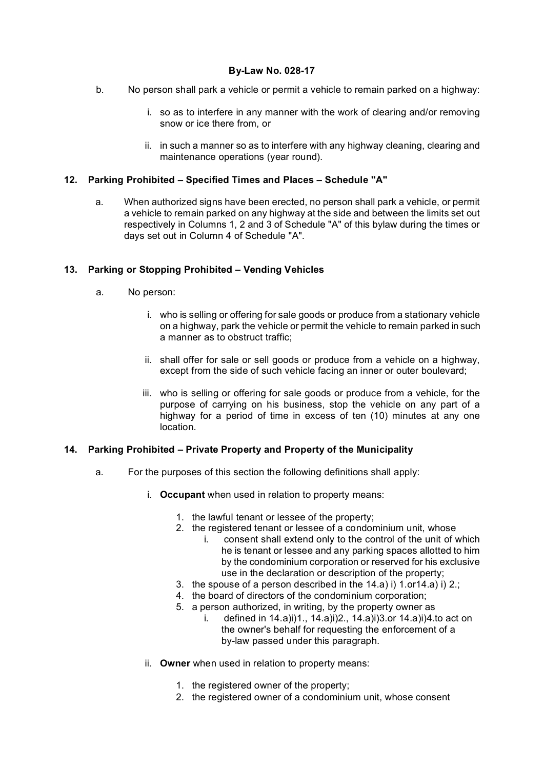**By-Law No. 028-17**

b. No person shall park a vehicle or permit a vehicle to remain parked on a highway:

   i. so as to interfere in any manner with the work of clearing and/or removing snow or ice there from, or

   ii. in such a manner so as to interfere with any highway cleaning, clearing and maintenance operations (year round).

### 12. Parking Prohibited – Specified Times and Places – Schedule "A"

a. When authorized signs have been erected, no person shall park a vehicle, or permit a vehicle to remain parked on any highway at the side and between the limits set out respectively in Columns 1, 2 and 3 of Schedule "A" of this bylaw during the times or days set out in Column 4 of Schedule "A".

### 13. Parking or Stopping Prohibited – Vending Vehicles

a. No person:

   i. who is selling or offering for sale goods or produce from a stationary vehicle on a highway, park the vehicle or permit the vehicle to remain parked in such a manner as to obstruct traffic;

   ii. shall offer for sale or sell goods or produce from a vehicle on a highway, except from the side of such vehicle facing an inner or outer boulevard;

   iii. who is selling or offering for sale goods or produce from a vehicle, for the purpose of carrying on his business, stop the vehicle on any part of a highway for a period of time in excess of ten (10) minutes at any one location.

### 14. Parking Prohibited – Private Property and Property of the Municipality

a. For the purposes of this section the following definitions shall apply:

   i. **Occupant** when used in relation to property means:

      1. the lawful tenant or lessee of the property;
      2. the registered tenant or lessee of a condominium unit, whose
         i. consent shall extend only to the control of the unit of which he is tenant or lessee and any parking spaces allotted to him by the condominium corporation or reserved for his exclusive use in the declaration or description of the property;
      3. the spouse of a person described in the 14.a) i) 1.or14.a) i) 2.;
      4. the board of directors of the condominium corporation;
      5. a person authorized, in writing, by the property owner as
         i. defined in 14.a)i)1., 14.a)i)2., 14.a)i)3.or 14.a)i)4.to act on the owner's behalf for requesting the enforcement of a by-law passed under this paragraph.

   ii. **Owner** when used in relation to property means:

      1. the registered owner of the property;
      2. the registered owner of a condominium unit, whose consent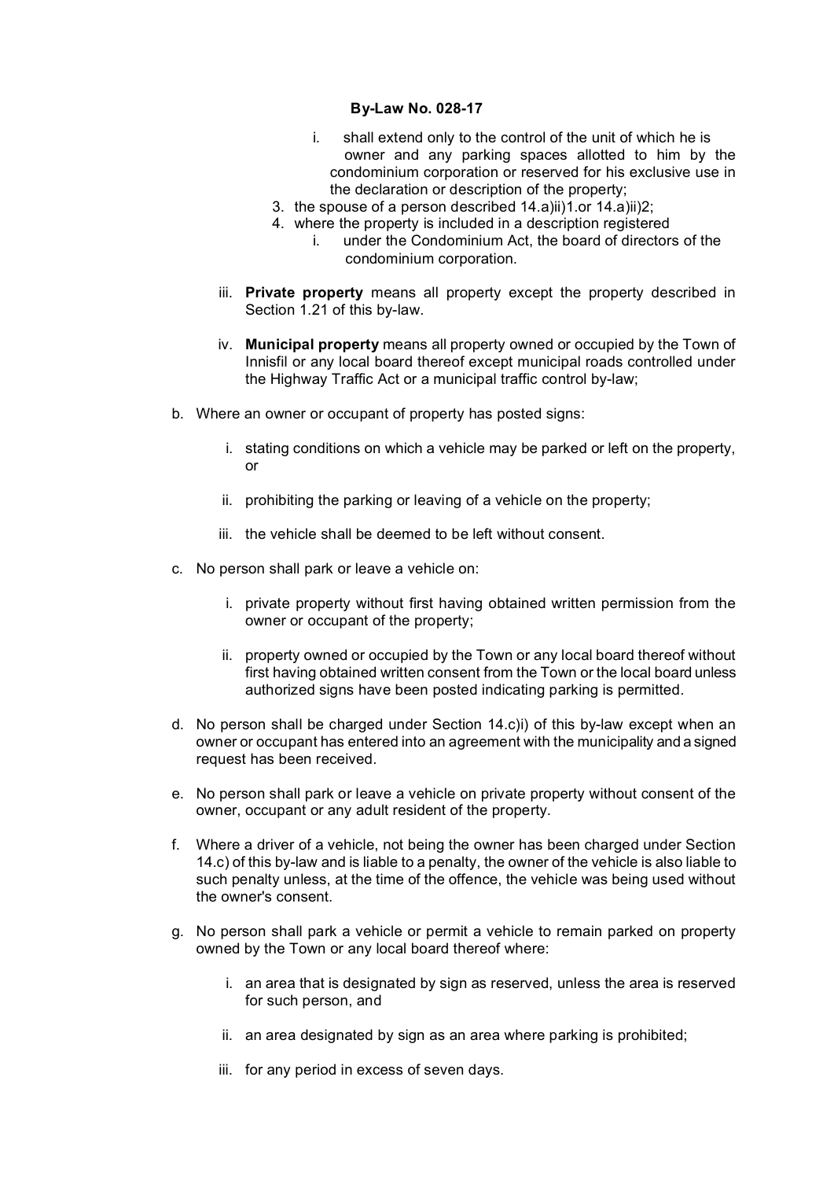**By-Law No. 028-17**

i. shall extend only to the control of the unit of which he is owner and any parking spaces allotted to him by the condominium corporation or reserved for his exclusive use in the declaration or description of the property;

3. the spouse of a person described 14.a)ii)1.or 14.a)ii)2;
4. where the property is included in a description registered
   i. under the Condominium Act, the board of directors of the condominium corporation.

iii. **Private property** means all property except the property described in Section 1.21 of this by-law.

iv. **Municipal property** means all property owned or occupied by the Town of Innisfil or any local board thereof except municipal roads controlled under the Highway Traffic Act or a municipal traffic control by-law;

b. Where an owner or occupant of property has posted signs:

   i. stating conditions on which a vehicle may be parked or left on the property, or

   ii. prohibiting the parking or leaving of a vehicle on the property;

   iii. the vehicle shall be deemed to be left without consent.

c. No person shall park or leave a vehicle on:

   i. private property without first having obtained written permission from the owner or occupant of the property;

   ii. property owned or occupied by the Town or any local board thereof without first having obtained written consent from the Town or the local board unless authorized signs have been posted indicating parking is permitted.

d. No person shall be charged under Section 14.c)i) of this by-law except when an owner or occupant has entered into an agreement with the municipality and a signed request has been received.

e. No person shall park or leave a vehicle on private property without consent of the owner, occupant or any adult resident of the property.

f. Where a driver of a vehicle, not being the owner has been charged under Section 14.c) of this by-law and is liable to a penalty, the owner of the vehicle is also liable to such penalty unless, at the time of the offence, the vehicle was being used without the owner's consent.

g. No person shall park a vehicle or permit a vehicle to remain parked on property owned by the Town or any local board thereof where:

   i. an area that is designated by sign as reserved, unless the area is reserved for such person, and

   ii. an area designated by sign as an area where parking is prohibited;

   iii. for any period in excess of seven days.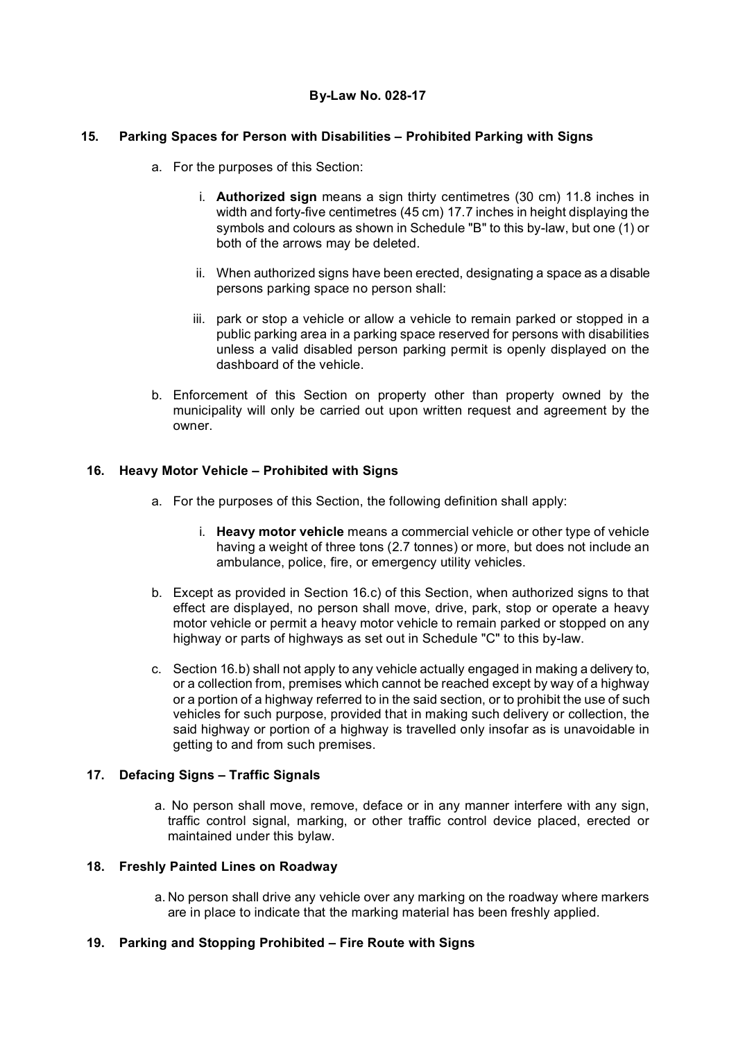**By-Law No. 028-17**

## 15. Parking Spaces for Person with Disabilities – Prohibited Parking with Signs

a. For the purposes of this Section:

   i. **Authorized sign** means a sign thirty centimetres (30 cm) 11.8 inches in width and forty-five centimetres (45 cm) 17.7 inches in height displaying the symbols and colours as shown in Schedule "B" to this by-law, but one (1) or both of the arrows may be deleted.

   ii. When authorized signs have been erected, designating a space as a disable persons parking space no person shall:

   iii. park or stop a vehicle or allow a vehicle to remain parked or stopped in a public parking area in a parking space reserved for persons with disabilities unless a valid disabled person parking permit is openly displayed on the dashboard of the vehicle.

b. Enforcement of this Section on property other than property owned by the municipality will only be carried out upon written request and agreement by the owner.

## 16. Heavy Motor Vehicle – Prohibited with Signs

a. For the purposes of this Section, the following definition shall apply:

   i. **Heavy motor vehicle** means a commercial vehicle or other type of vehicle having a weight of three tons (2.7 tonnes) or more, but does not include an ambulance, police, fire, or emergency utility vehicles.

b. Except as provided in Section 16.c) of this Section, when authorized signs to that effect are displayed, no person shall move, drive, park, stop or operate a heavy motor vehicle or permit a heavy motor vehicle to remain parked or stopped on any highway or parts of highways as set out in Schedule "C" to this by-law.

c. Section 16.b) shall not apply to any vehicle actually engaged in making a delivery to, or a collection from, premises which cannot be reached except by way of a highway or a portion of a highway referred to in the said section, or to prohibit the use of such vehicles for such purpose, provided that in making such delivery or collection, the said highway or portion of a highway is travelled only insofar as is unavoidable in getting to and from such premises.

## 17. Defacing Signs – Traffic Signals

a. No person shall move, remove, deface or in any manner interfere with any sign, traffic control signal, marking, or other traffic control device placed, erected or maintained under this bylaw.

## 18. Freshly Painted Lines on Roadway

a. No person shall drive any vehicle over any marking on the roadway where markers are in place to indicate that the marking material has been freshly applied.

## 19. Parking and Stopping Prohibited – Fire Route with Signs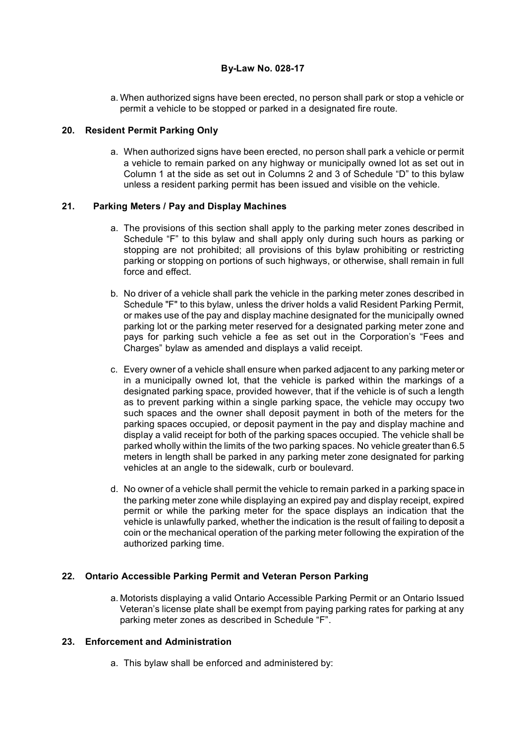a. When authorized signs have been erected, no person shall park or stop a vehicle or permit a vehicle to be stopped or parked in a designated fire route.

## 20. Resident Permit Parking Only

a. When authorized signs have been erected, no person shall park a vehicle or permit a vehicle to remain parked on any highway or municipally owned lot as set out in Column 1 at the side as set out in Columns 2 and 3 of Schedule "D" to this bylaw unless a resident parking permit has been issued and visible on the vehicle.

## 21. Parking Meters / Pay and Display Machines

a. The provisions of this section shall apply to the parking meter zones described in Schedule "F" to this bylaw and shall apply only during such hours as parking or stopping are not prohibited; all provisions of this bylaw prohibiting or restricting parking or stopping on portions of such highways, or otherwise, shall remain in full force and effect.

b. No driver of a vehicle shall park the vehicle in the parking meter zones described in Schedule "F" to this bylaw, unless the driver holds a valid Resident Parking Permit, or makes use of the pay and display machine designated for the municipally owned parking lot or the parking meter reserved for a designated parking meter zone and pays for parking such vehicle a fee as set out in the Corporation's "Fees and Charges" bylaw as amended and displays a valid receipt.

c. Every owner of a vehicle shall ensure when parked adjacent to any parking meter or in a municipally owned lot, that the vehicle is parked within the markings of a designated parking space, provided however, that if the vehicle is of such a length as to prevent parking within a single parking space, the vehicle may occupy two such spaces and the owner shall deposit payment in both of the meters for the parking spaces occupied, or deposit payment in the pay and display machine and display a valid receipt for both of the parking spaces occupied. The vehicle shall be parked wholly within the limits of the two parking spaces. No vehicle greater than 6.5 meters in length shall be parked in any parking meter zone designated for parking vehicles at an angle to the sidewalk, curb or boulevard.

d. No owner of a vehicle shall permit the vehicle to remain parked in a parking space in the parking meter zone while displaying an expired pay and display receipt, expired permit or while the parking meter for the space displays an indication that the vehicle is unlawfully parked, whether the indication is the result of failing to deposit a coin or the mechanical operation of the parking meter following the expiration of the authorized parking time.

## 22. Ontario Accessible Parking Permit and Veteran Person Parking

a. Motorists displaying a valid Ontario Accessible Parking Permit or an Ontario Issued Veteran's license plate shall be exempt from paying parking rates for parking at any parking meter zones as described in Schedule "F".

## 23. Enforcement and Administration

a. This bylaw shall be enforced and administered by: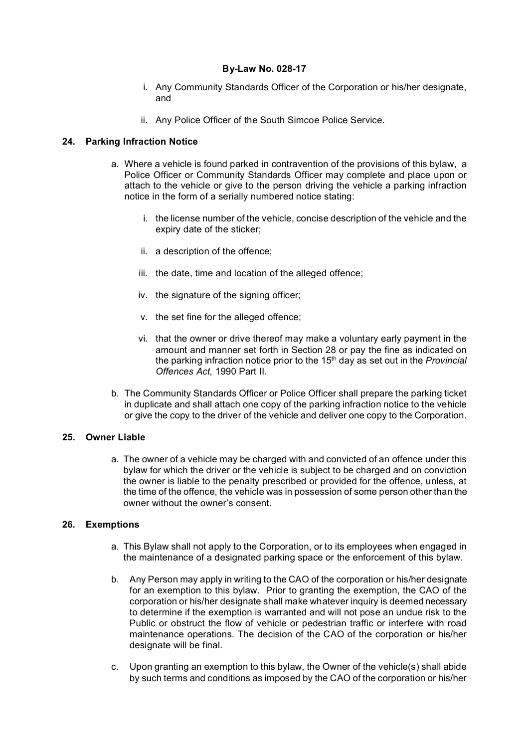**By-Law No. 028-17**

i. Any Community Standards Officer of the Corporation or his/her designate, and

ii. Any Police Officer of the South Simcoe Police Service.

**24. Parking Infraction Notice**

a. Where a vehicle is found parked in contravention of the provisions of this bylaw, a Police Officer or Community Standards Officer may complete and place upon or attach to the vehicle or give to the person driving the vehicle a parking infraction notice in the form of a serially numbered notice stating:

   i. the license number of the vehicle, concise description of the vehicle and the expiry date of the sticker;

   ii. a description of the offence;

   iii. the date, time and location of the alleged offence;

   iv. the signature of the signing officer;

   v. the set fine for the alleged offence;

   vi. that the owner or drive thereof may make a voluntary early payment in the amount and manner set forth in Section 28 or pay the fine as indicated on the parking infraction notice prior to the 15th day as set out in the *Provincial Offences Act,* 1990 Part II.

b. The Community Standards Officer or Police Officer shall prepare the parking ticket in duplicate and shall attach one copy of the parking infraction notice to the vehicle or give the copy to the driver of the vehicle and deliver one copy to the Corporation.

**25. Owner Liable**

a. The owner of a vehicle may be charged with and convicted of an offence under this bylaw for which the driver or the vehicle is subject to be charged and on conviction the owner is liable to the penalty prescribed or provided for the offence, unless, at the time of the offence, the vehicle was in possession of some person other than the owner without the owner's consent.

**26. Exemptions**

a. This Bylaw shall not apply to the Corporation, or to its employees when engaged in the maintenance of a designated parking space or the enforcement of this bylaw.

b. Any Person may apply in writing to the CAO of the corporation or his/her designate for an exemption to this bylaw. Prior to granting the exemption, the CAO of the corporation or his/her designate shall make whatever inquiry is deemed necessary to determine if the exemption is warranted and will not pose an undue risk to the Public or obstruct the flow of vehicle or pedestrian traffic or interfere with road maintenance operations. The decision of the CAO of the corporation or his/her designate will be final.

c. Upon granting an exemption to this bylaw, the Owner of the vehicle(s) shall abide by such terms and conditions as imposed by the CAO of the corporation or his/her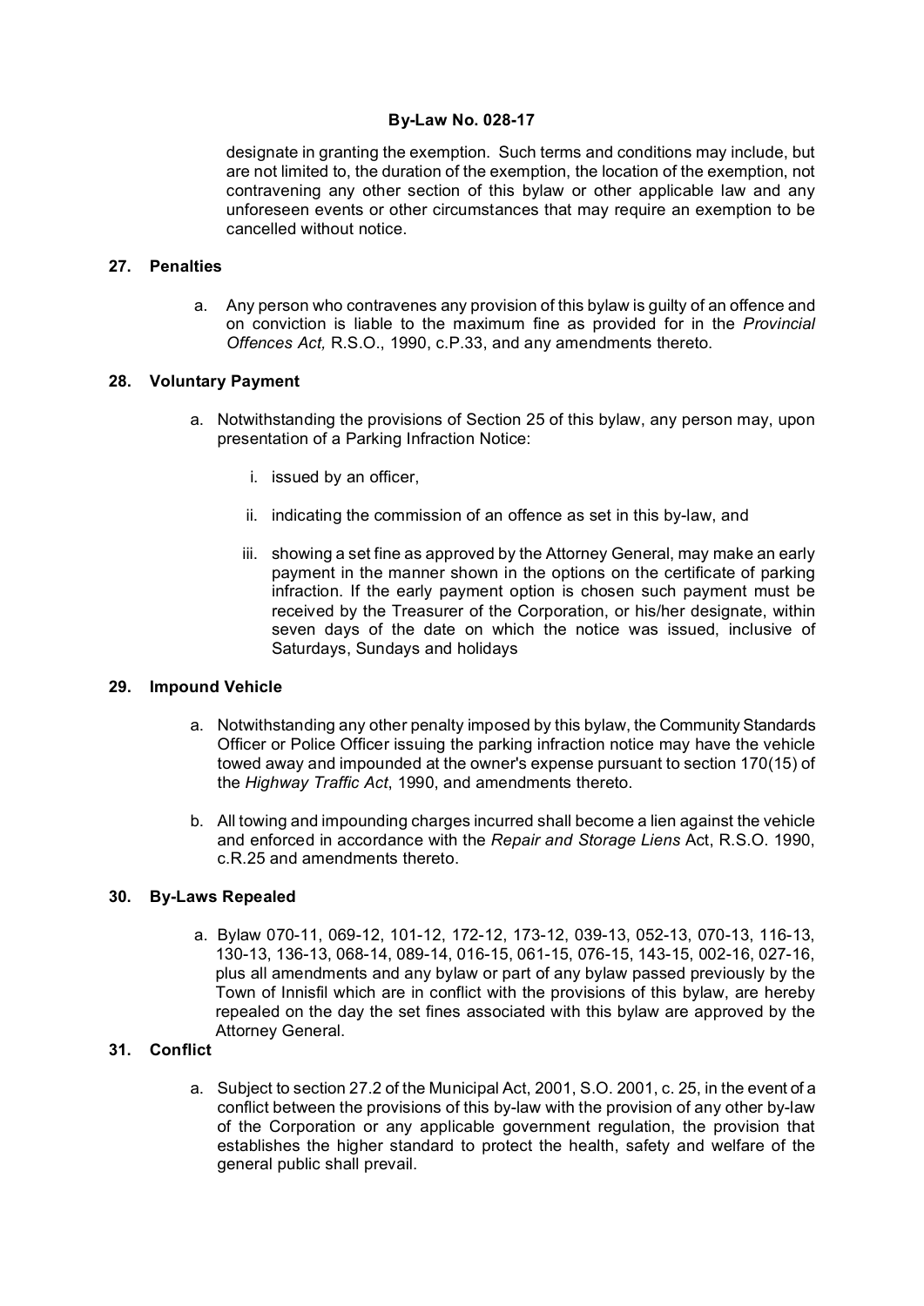designate in granting the exemption. Such terms and conditions may include, but are not limited to, the duration of the exemption, the location of the exemption, not contravening any other section of this bylaw or other applicable law and any unforeseen events or other circumstances that may require an exemption to be cancelled without notice.

## 27. Penalties

a. Any person who contravenes any provision of this bylaw is guilty of an offence and on conviction is liable to the maximum fine as provided for in the *Provincial Offences Act,* R.S.O., 1990, c.P.33, and any amendments thereto.

## 28. Voluntary Payment

a. Notwithstanding the provisions of Section 25 of this bylaw, any person may, upon presentation of a Parking Infraction Notice:

   i. issued by an officer,

   ii. indicating the commission of an offence as set in this by-law, and

   iii. showing a set fine as approved by the Attorney General, may make an early payment in the manner shown in the options on the certificate of parking infraction. If the early payment option is chosen such payment must be received by the Treasurer of the Corporation, or his/her designate, within seven days of the date on which the notice was issued, inclusive of Saturdays, Sundays and holidays

## 29. Impound Vehicle

a. Notwithstanding any other penalty imposed by this bylaw, the Community Standards Officer or Police Officer issuing the parking infraction notice may have the vehicle towed away and impounded at the owner's expense pursuant to section 170(15) of the *Highway Traffic Act*, 1990, and amendments thereto.

b. All towing and impounding charges incurred shall become a lien against the vehicle and enforced in accordance with the *Repair and Storage Liens* Act, R.S.O. 1990, c.R.25 and amendments thereto.

## 30. By-Laws Repealed

a. Bylaw 070-11, 069-12, 101-12, 172-12, 173-12, 039-13, 052-13, 070-13, 116-13, 130-13, 136-13, 068-14, 089-14, 016-15, 061-15, 076-15, 143-15, 002-16, 027-16, plus all amendments and any bylaw or part of any bylaw passed previously by the Town of Innisfil which are in conflict with the provisions of this bylaw, are hereby repealed on the day the set fines associated with this bylaw are approved by the Attorney General.

## 31. Conflict

a. Subject to section 27.2 of the Municipal Act, 2001, S.O. 2001, c. 25, in the event of a conflict between the provisions of this by-law with the provision of any other by-law of the Corporation or any applicable government regulation, the provision that establishes the higher standard to protect the health, safety and welfare of the general public shall prevail.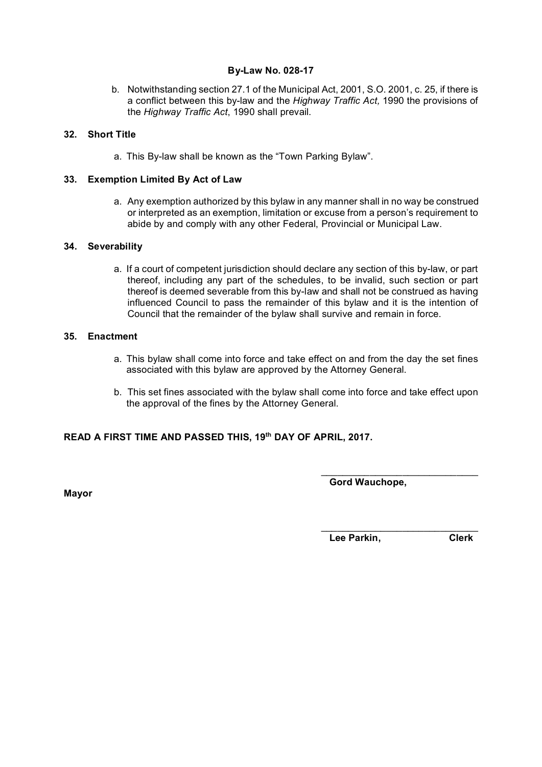b. Notwithstanding section 27.1 of the Municipal Act, 2001, S.O. 2001, c. 25, if there is a conflict between this by-law and the *Highway Traffic Act,* 1990 the provisions of the *Highway Traffic Act*, 1990 shall prevail.

### 32. Short Title

a. This By-law shall be known as the “Town Parking Bylaw”.

### 33. Exemption Limited By Act of Law

a. Any exemption authorized by this bylaw in any manner shall in no way be construed or interpreted as an exemption, limitation or excuse from a person’s requirement to abide by and comply with any other Federal, Provincial or Municipal Law.

### 34. Severability

a. If a court of competent jurisdiction should declare any section of this by-law, or part thereof, including any part of the schedules, to be invalid, such section or part thereof is deemed severable from this by-law and shall not be construed as having influenced Council to pass the remainder of this bylaw and it is the intention of Council that the remainder of the bylaw shall survive and remain in force.

### 35. Enactment

a. This bylaw shall come into force and take effect on and from the day the set fines associated with this bylaw are approved by the Attorney General.

b. This set fines associated with the bylaw shall come into force and take effect upon the approval of the fines by the Attorney General.

**READ A FIRST TIME AND PASSED THIS, 19th DAY OF APRIL, 2017.**

______________________________
**Gord Wauchope,**

**Mayor**

______________________________
**Lee Parkin, Clerk**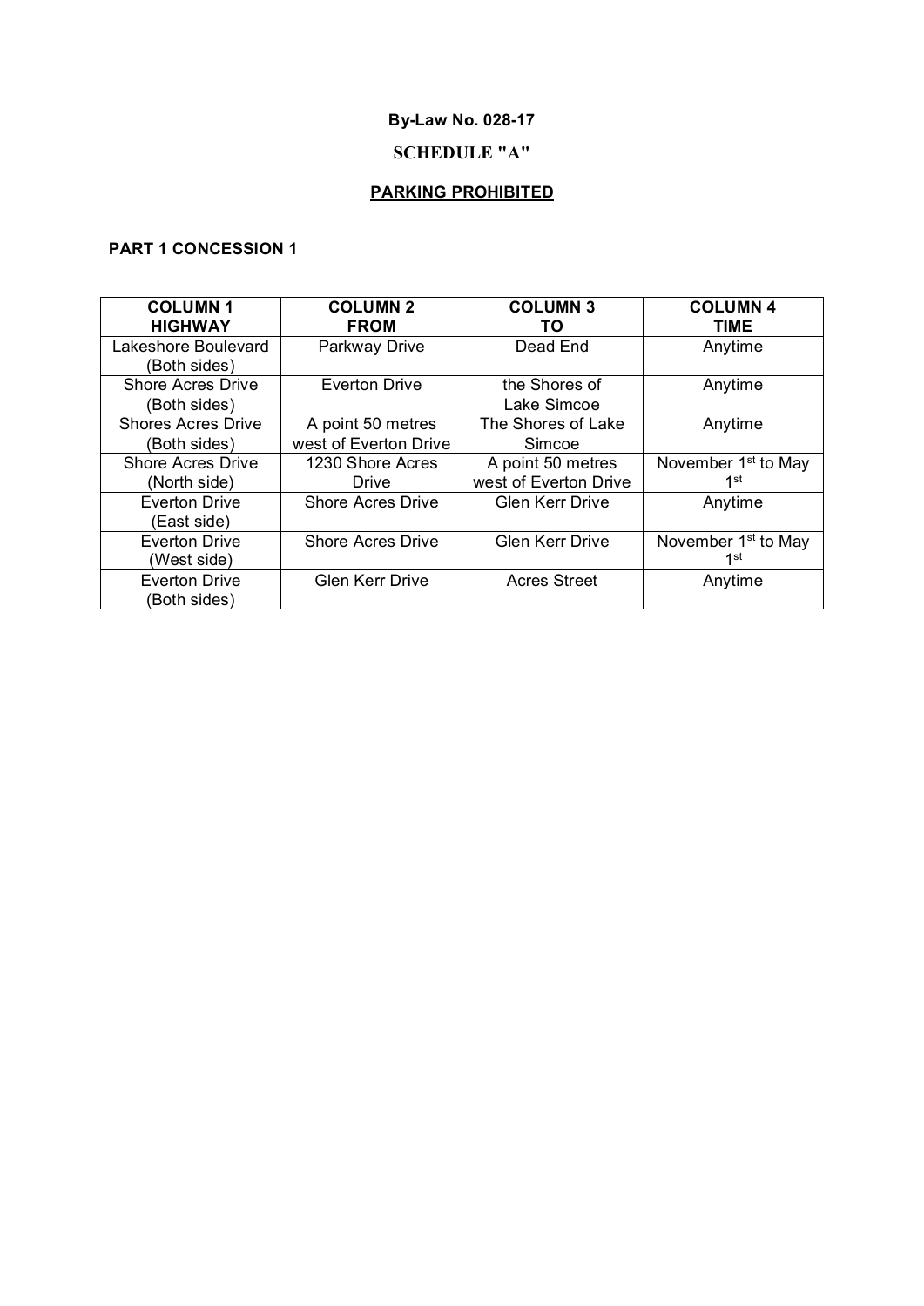**By-Law No. 028-17**

**SCHEDULE "A"**

**PARKING PROHIBITED**

**PART 1 CONCESSION 1**

| COLUMN 1 HIGHWAY | COLUMN 2 FROM | COLUMN 3 TO | COLUMN 4 TIME |
|---|---|---|---|
| Lakeshore Boulevard (Both sides) | Parkway Drive | Dead End | Anytime |
| Shore Acres Drive (Both sides) | Everton Drive | the Shores of Lake Simcoe | Anytime |
| Shores Acres Drive (Both sides) | A point 50 metres west of Everton Drive | The Shores of Lake Simcoe | Anytime |
| Shore Acres Drive (North side) | 1230 Shore Acres Drive | A point 50 metres west of Everton Drive | November 1st to May 1st |
| Everton Drive (East side) | Shore Acres Drive | Glen Kerr Drive | Anytime |
| Everton Drive (West side) | Shore Acres Drive | Glen Kerr Drive | November 1st to May 1st |
| Everton Drive (Both sides) | Glen Kerr Drive | Acres Street | Anytime |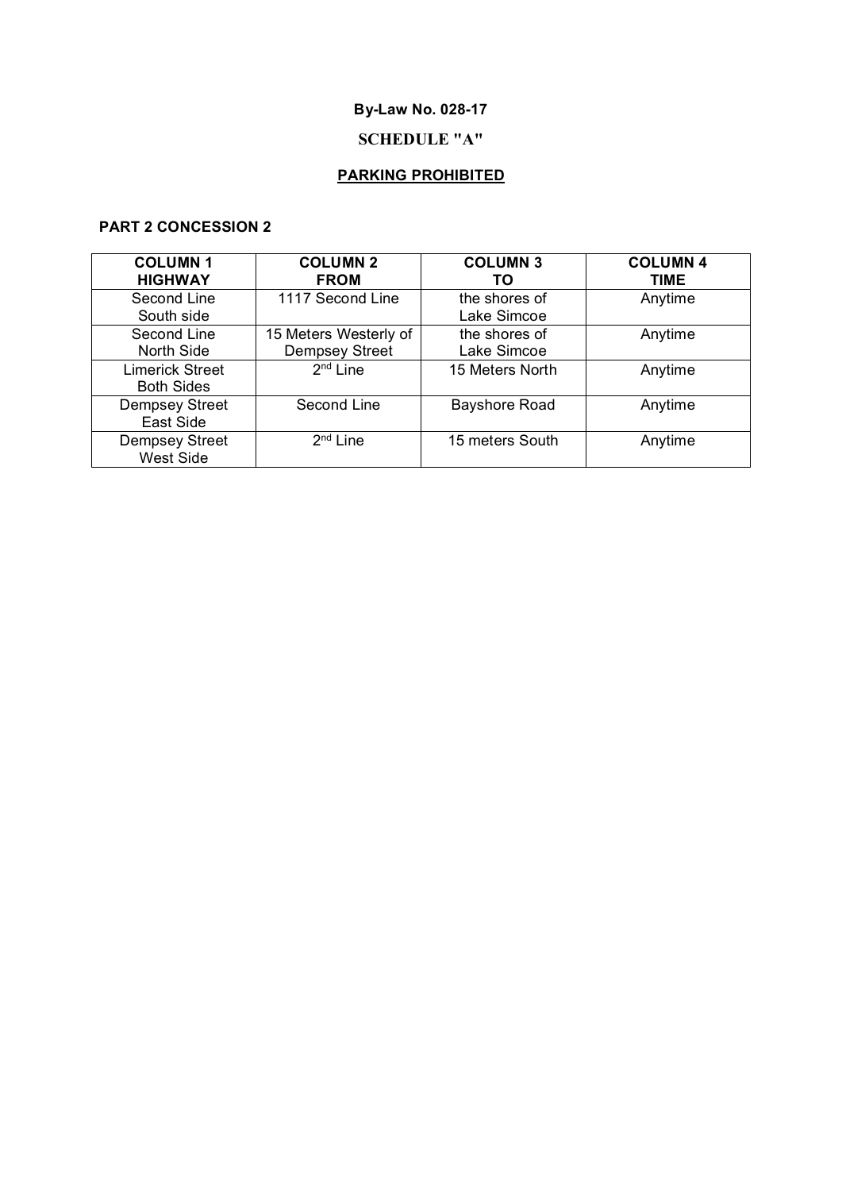**By-Law No. 028-17**

**SCHEDULE "A"**

**PARKING PROHIBITED**

**PART 2 CONCESSION 2**

| **COLUMN 1 HIGHWAY** | **COLUMN 2 FROM** | **COLUMN 3 TO** | **COLUMN 4 TIME** |
|---|---|---|---|
| Second Line South side | 1117 Second Line | the shores of Lake Simcoe | Anytime |
| Second Line North Side | 15 Meters Westerly of Dempsey Street | the shores of Lake Simcoe | Anytime |
| Limerick Street Both Sides | 2nd Line | 15 Meters North | Anytime |
| Dempsey Street East Side | Second Line | Bayshore Road | Anytime |
| Dempsey Street West Side | 2nd Line | 15 meters South | Anytime |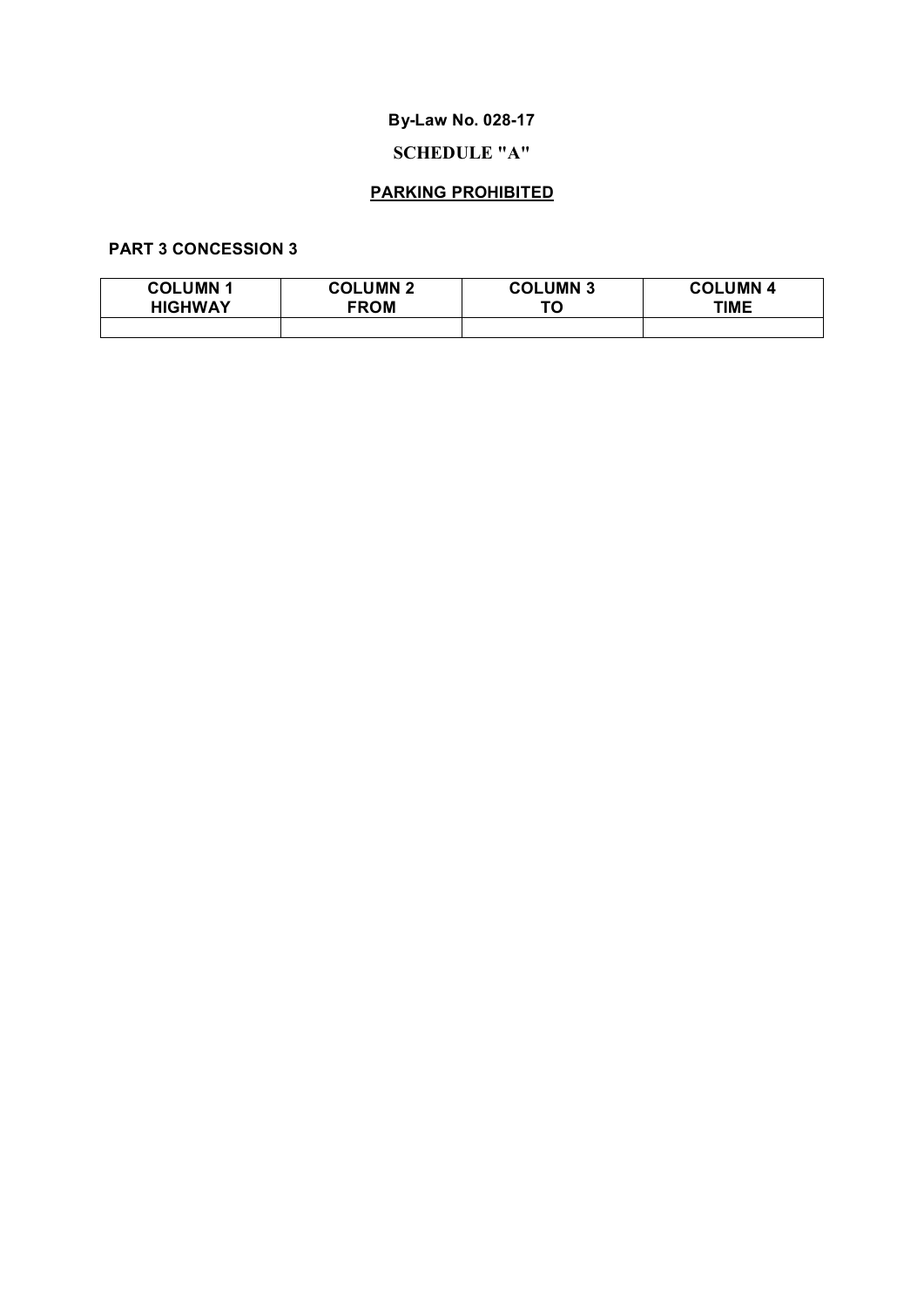**By-Law No. 028-17**

**SCHEDULE "A"**

**PARKING PROHIBITED**

**PART 3 CONCESSION 3**

| COLUMN 1 HIGHWAY | COLUMN 2 FROM | COLUMN 3 TO | COLUMN 4 TIME |
|---|---|---|---|
| | | | |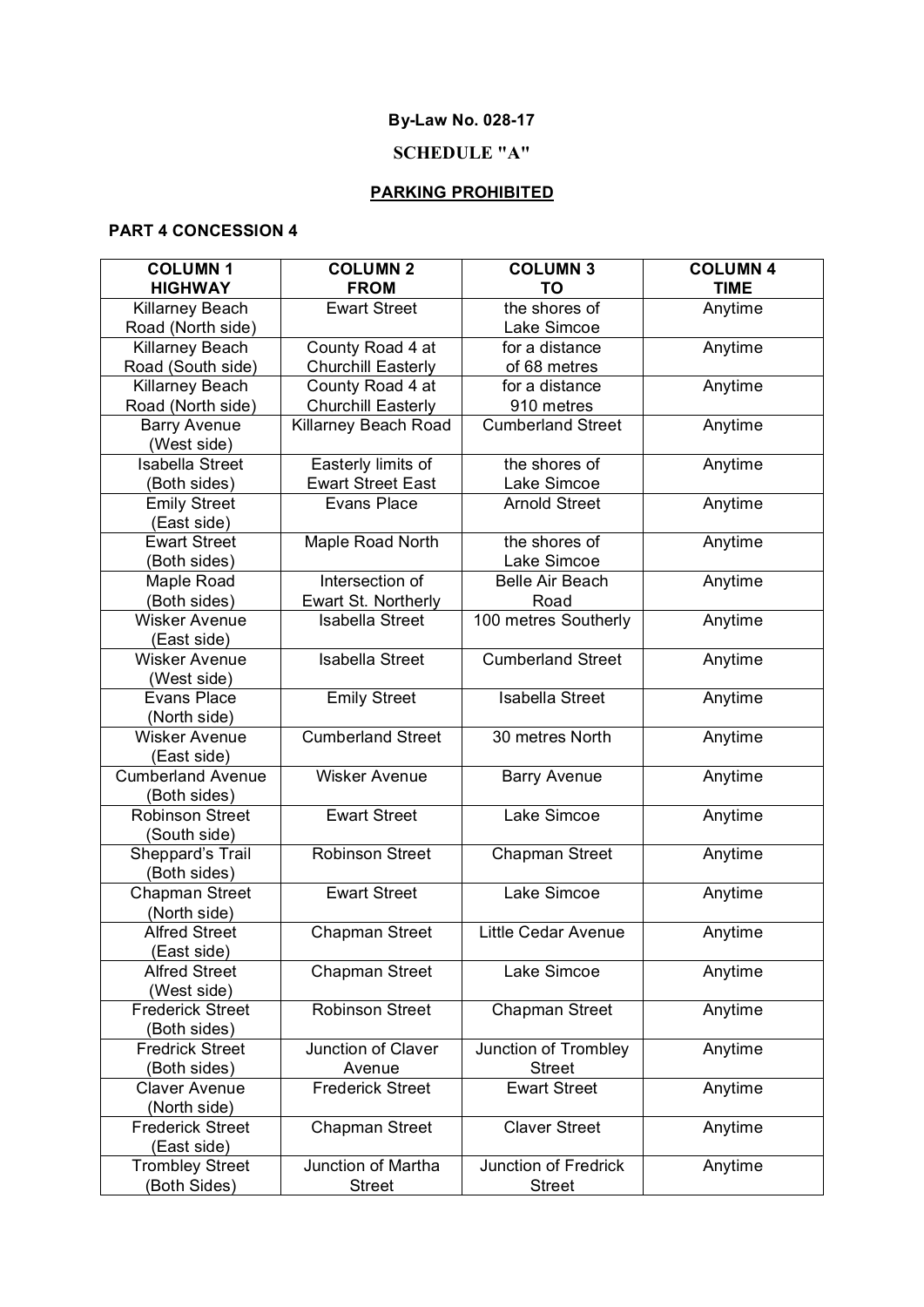**By-Law No. 028-17**

**SCHEDULE "A"**

**PARKING PROHIBITED**

**PART 4 CONCESSION 4**

| COLUMN 1 HIGHWAY | COLUMN 2 FROM | COLUMN 3 TO | COLUMN 4 TIME |
|---|---|---|---|
| Killarney Beach Road (North side) | Ewart Street | the shores of Lake Simcoe | Anytime |
| Killarney Beach Road (South side) | County Road 4 at Churchill Easterly | for a distance of 68 metres | Anytime |
| Killarney Beach Road (North side) | County Road 4 at Churchill Easterly | for a distance 910 metres | Anytime |
| Barry Avenue (West side) | Killarney Beach Road | Cumberland Street | Anytime |
| Isabella Street (Both sides) | Easterly limits of Ewart Street East | the shores of Lake Simcoe | Anytime |
| Emily Street (East side) | Evans Place | Arnold Street | Anytime |
| Ewart Street (Both sides) | Maple Road North | the shores of Lake Simcoe | Anytime |
| Maple Road (Both sides) | Intersection of Ewart St. Northerly | Belle Air Beach Road | Anytime |
| Wisker Avenue (East side) | Isabella Street | 100 metres Southerly | Anytime |
| Wisker Avenue (West side) | Isabella Street | Cumberland Street | Anytime |
| Evans Place (North side) | Emily Street | Isabella Street | Anytime |
| Wisker Avenue (East side) | Cumberland Street | 30 metres North | Anytime |
| Cumberland Avenue (Both sides) | Wisker Avenue | Barry Avenue | Anytime |
| Robinson Street (South side) | Ewart Street | Lake Simcoe | Anytime |
| Sheppard's Trail (Both sides) | Robinson Street | Chapman Street | Anytime |
| Chapman Street (North side) | Ewart Street | Lake Simcoe | Anytime |
| Alfred Street (East side) | Chapman Street | Little Cedar Avenue | Anytime |
| Alfred Street (West side) | Chapman Street | Lake Simcoe | Anytime |
| Frederick Street (Both sides) | Robinson Street | Chapman Street | Anytime |
| Fredrick Street (Both sides) | Junction of Claver Avenue | Junction of Trombley Street | Anytime |
| Claver Avenue (North side) | Frederick Street | Ewart Street | Anytime |
| Frederick Street (East side) | Chapman Street | Claver Street | Anytime |
| Trombley Street (Both Sides) | Junction of Martha Street | Junction of Fredrick Street | Anytime |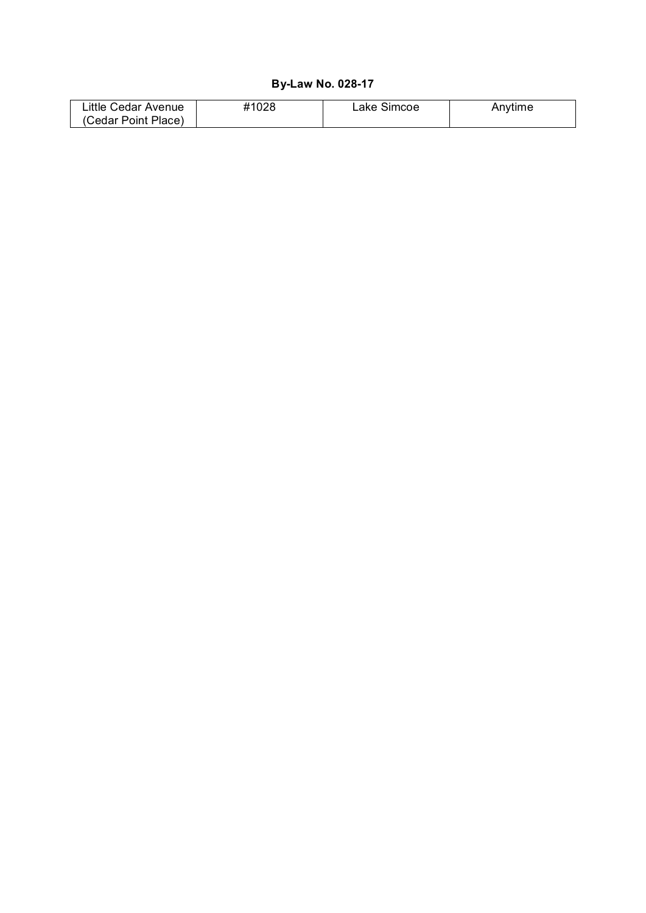**By-Law No. 028-17**

| Little Cedar Avenue (Cedar Point Place) | #1028 | Lake Simcoe | Anytime |
|---|---|---|---|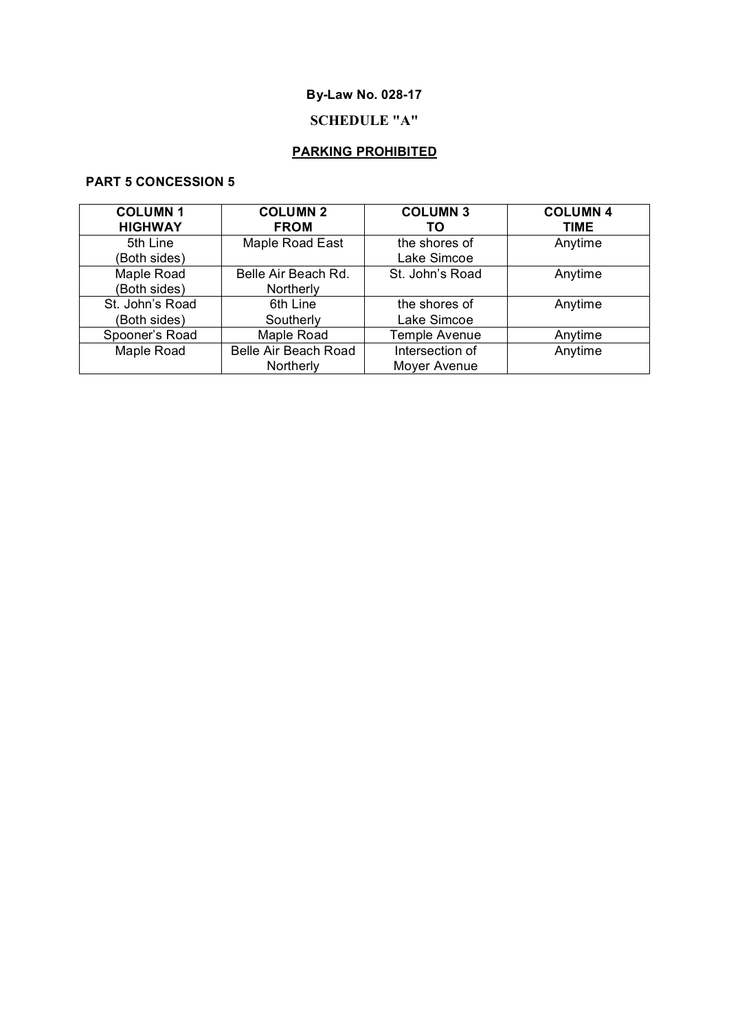**By-Law No. 028-17**

**SCHEDULE "A"**

**PARKING PROHIBITED**

**PART 5 CONCESSION 5**

| COLUMN 1 HIGHWAY | COLUMN 2 FROM | COLUMN 3 TO | COLUMN 4 TIME |
|---|---|---|---|
| 5th Line (Both sides) | Maple Road East | the shores of Lake Simcoe | Anytime |
| Maple Road (Both sides) | Belle Air Beach Rd. Northerly | St. John's Road | Anytime |
| St. John's Road (Both sides) | 6th Line Southerly | the shores of Lake Simcoe | Anytime |
| Spooner's Road | Maple Road | Temple Avenue | Anytime |
| Maple Road | Belle Air Beach Road Northerly | Intersection of Moyer Avenue | Anytime |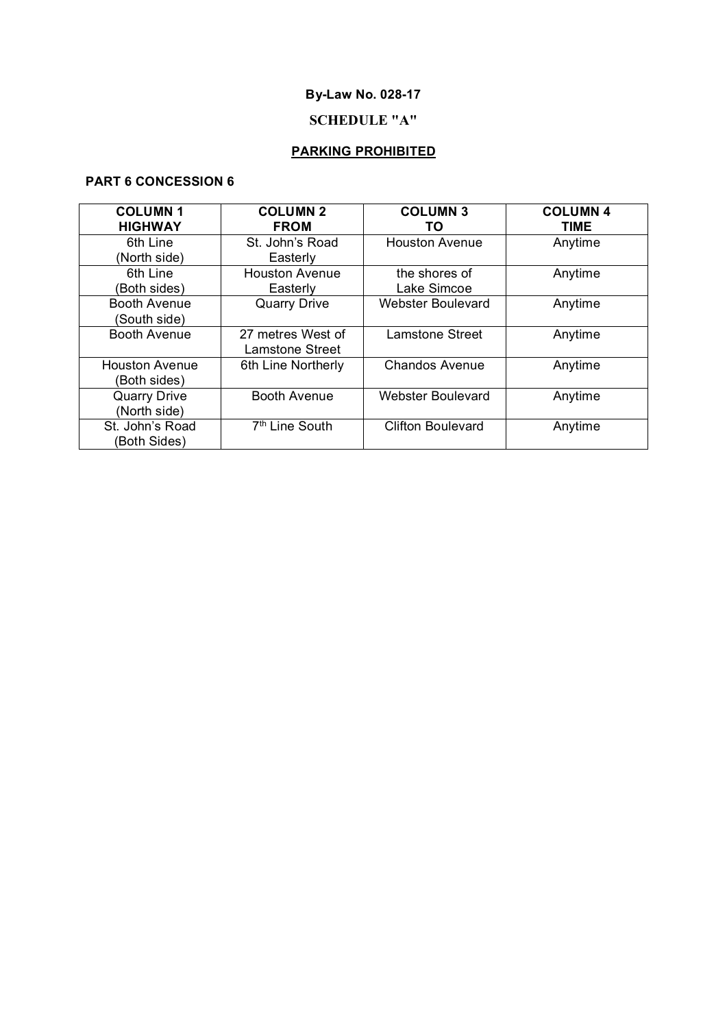**By-Law No. 028-17**

**SCHEDULE "A"**

**PARKING PROHIBITED**

**PART 6 CONCESSION 6**

| COLUMN 1 HIGHWAY | COLUMN 2 FROM | COLUMN 3 TO | COLUMN 4 TIME |
|---|---|---|---|
| 6th Line (North side) | St. John's Road Easterly | Houston Avenue | Anytime |
| 6th Line (Both sides) | Houston Avenue Easterly | the shores of Lake Simcoe | Anytime |
| Booth Avenue (South side) | Quarry Drive | Webster Boulevard | Anytime |
| Booth Avenue | 27 metres West of Lamstone Street | Lamstone Street | Anytime |
| Houston Avenue (Both sides) | 6th Line Northerly | Chandos Avenue | Anytime |
| Quarry Drive (North side) | Booth Avenue | Webster Boulevard | Anytime |
| St. John's Road (Both Sides) | 7th Line South | Clifton Boulevard | Anytime |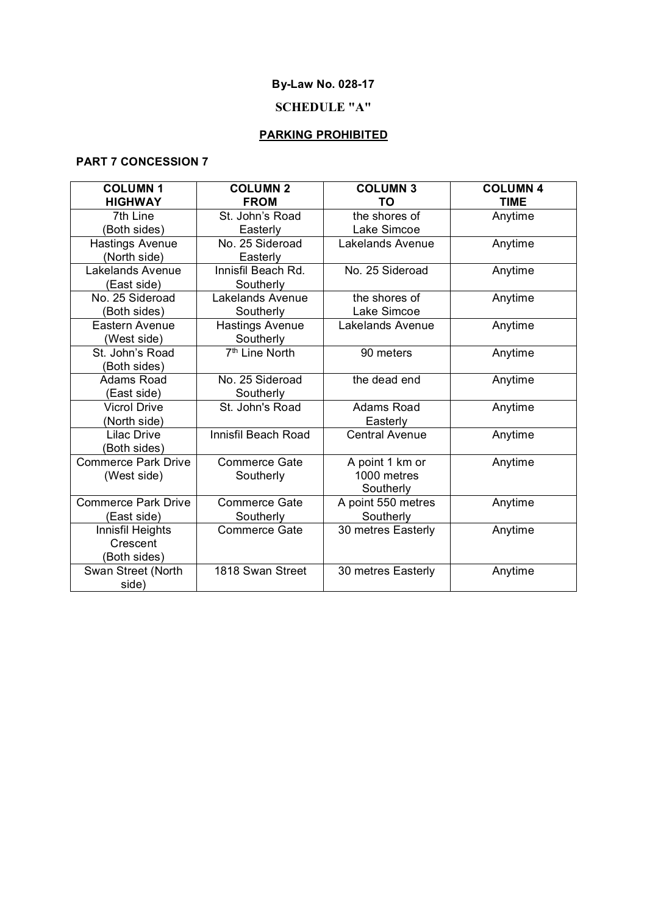**By-Law No. 028-17**

**SCHEDULE "A"**

**PARKING PROHIBITED**

**PART 7 CONCESSION 7**

| COLUMN 1 HIGHWAY | COLUMN 2 FROM | COLUMN 3 TO | COLUMN 4 TIME |
|---|---|---|---|
| 7th Line (Both sides) | St. John's Road Easterly | the shores of Lake Simcoe | Anytime |
| Hastings Avenue (North side) | No. 25 Sideroad Easterly | Lakelands Avenue | Anytime |
| Lakelands Avenue (East side) | Innisfil Beach Rd. Southerly | No. 25 Sideroad | Anytime |
| No. 25 Sideroad (Both sides) | Lakelands Avenue Southerly | the shores of Lake Simcoe | Anytime |
| Eastern Avenue (West side) | Hastings Avenue Southerly | Lakelands Avenue | Anytime |
| St. John's Road (Both sides) | 7th Line North | 90 meters | Anytime |
| Adams Road (East side) | No. 25 Sideroad Southerly | the dead end | Anytime |
| Vicrol Drive (North side) | St. John's Road | Adams Road Easterly | Anytime |
| Lilac Drive (Both sides) | Innisfil Beach Road | Central Avenue | Anytime |
| Commerce Park Drive (West side) | Commerce Gate Southerly | A point 1 km or 1000 metres Southerly | Anytime |
| Commerce Park Drive (East side) | Commerce Gate Southerly | A point 550 metres Southerly | Anytime |
| Innisfil Heights Crescent (Both sides) | Commerce Gate | 30 metres Easterly | Anytime |
| Swan Street (North side) | 1818 Swan Street | 30 metres Easterly | Anytime |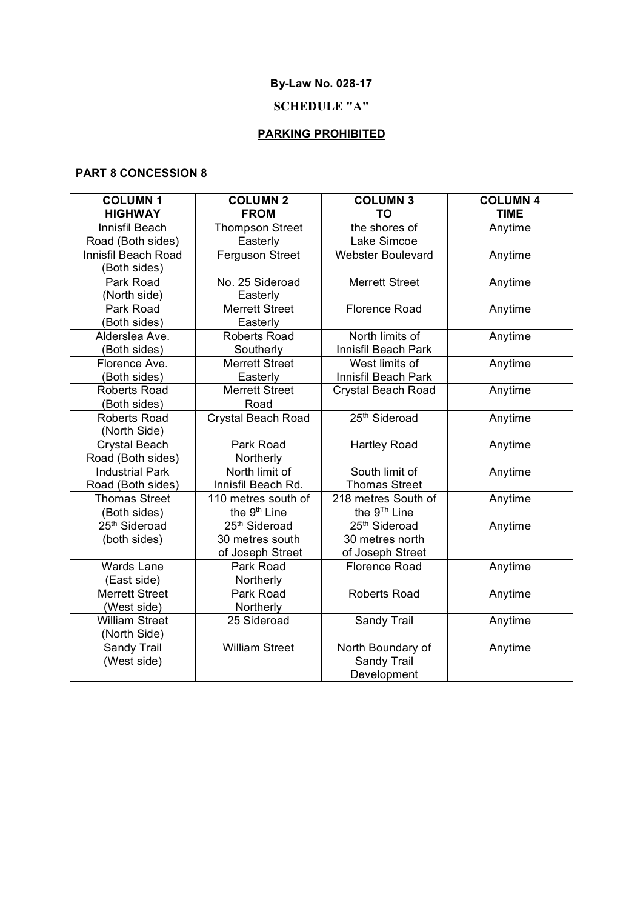**By-Law No. 028-17**

**SCHEDULE "A"**

**PARKING PROHIBITED**

**PART 8 CONCESSION 8**

| COLUMN 1<br>HIGHWAY | COLUMN 2<br>FROM | COLUMN 3<br>TO | COLUMN 4<br>TIME |
|---|---|---|---|
| Innisfil Beach Road (Both sides) | Thompson Street Easterly | the shores of Lake Simcoe | Anytime |
| Innisfil Beach Road (Both sides) | Ferguson Street | Webster Boulevard | Anytime |
| Park Road (North side) | No. 25 Sideroad Easterly | Merrett Street | Anytime |
| Park Road (Both sides) | Merrett Street Easterly | Florence Road | Anytime |
| Alderslea Ave. (Both sides) | Roberts Road Southerly | North limits of Innisfil Beach Park | Anytime |
| Florence Ave. (Both sides) | Merrett Street Easterly | West limits of Innisfil Beach Park | Anytime |
| Roberts Road (Both sides) | Merrett Street Road | Crystal Beach Road | Anytime |
| Roberts Road (North Side) | Crystal Beach Road | 25th Sideroad | Anytime |
| Crystal Beach Road (Both sides) | Park Road Northerly | Hartley Road | Anytime |
| Industrial Park Road (Both sides) | North limit of Innisfil Beach Rd. | South limit of Thomas Street | Anytime |
| Thomas Street (Both sides) | 110 metres south of the 9th Line | 218 metres South of the 9Th Line | Anytime |
| 25th Sideroad (both sides) | 25th Sideroad 30 metres south of Joseph Street | 25th Sideroad 30 metres north of Joseph Street | Anytime |
| Wards Lane (East side) | Park Road Northerly | Florence Road | Anytime |
| Merrett Street (West side) | Park Road Northerly | Roberts Road | Anytime |
| William Street (North Side) | 25 Sideroad | Sandy Trail | Anytime |
| Sandy Trail (West side) | William Street | North Boundary of Sandy Trail Development | Anytime |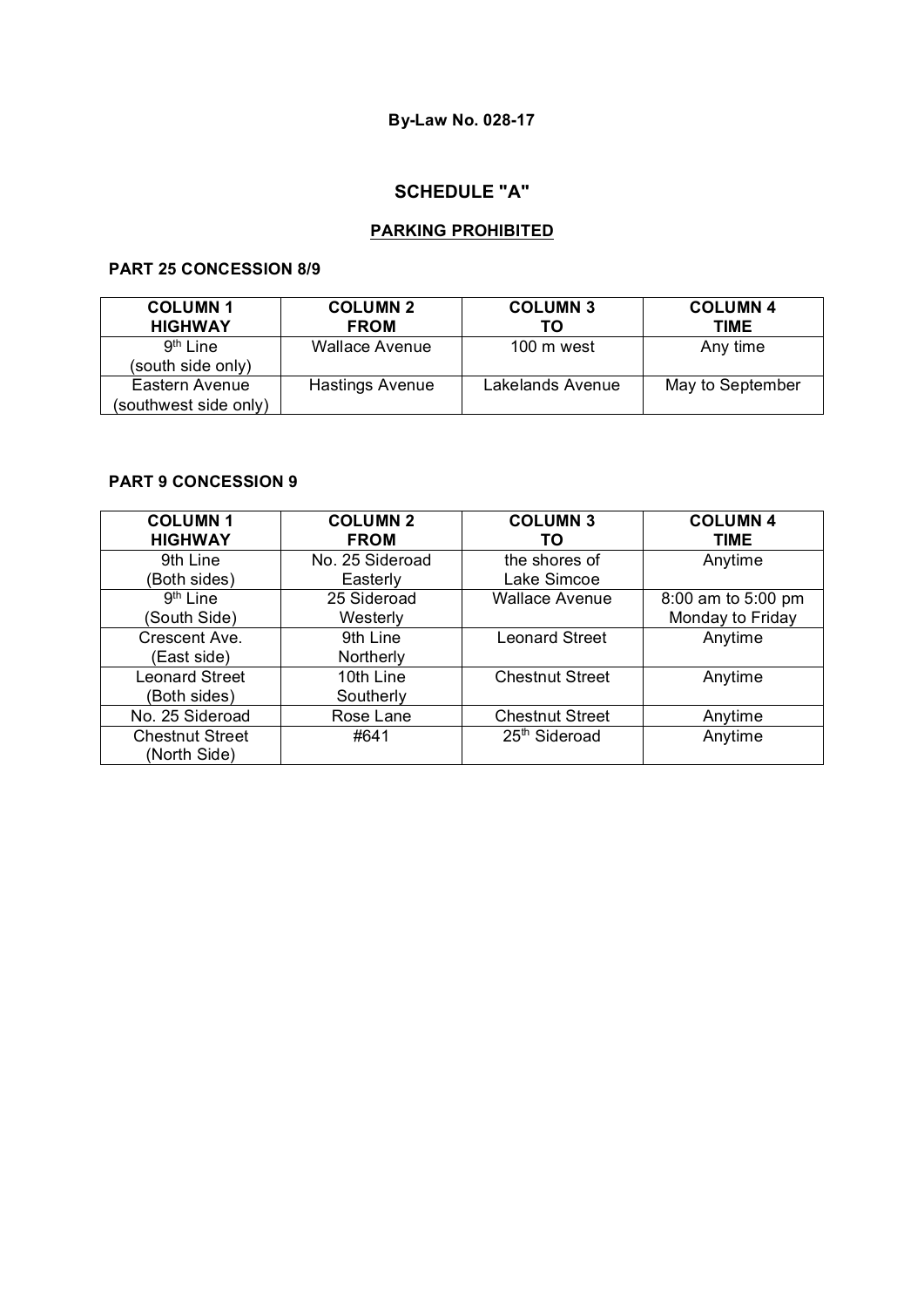**By-Law No. 028-17**

## SCHEDULE "A"

### PARKING PROHIBITED

**PART 25 CONCESSION 8/9**

| COLUMN 1<br>HIGHWAY | COLUMN 2<br>FROM | COLUMN 3<br>TO | COLUMN 4<br>TIME |
|---|---|---|---|
| 9th Line<br>(south side only) | Wallace Avenue | 100 m west | Any time |
| Eastern Avenue<br>(southwest side only) | Hastings Avenue | Lakelands Avenue | May to September |

**PART 9 CONCESSION 9**

| COLUMN 1<br>HIGHWAY | COLUMN 2<br>FROM | COLUMN 3<br>TO | COLUMN 4<br>TIME |
|---|---|---|---|
| 9th Line<br>(Both sides) | No. 25 Sideroad<br>Easterly | the shores of<br>Lake Simcoe | Anytime |
| 9th Line<br>(South Side) | 25 Sideroad<br>Westerly | Wallace Avenue | 8:00 am to 5:00 pm<br>Monday to Friday |
| Crescent Ave.<br>(East side) | 9th Line<br>Northerly | Leonard Street | Anytime |
| Leonard Street<br>(Both sides) | 10th Line<br>Southerly | Chestnut Street | Anytime |
| No. 25 Sideroad | Rose Lane | Chestnut Street | Anytime |
| Chestnut Street<br>(North Side) | #641 | 25th Sideroad | Anytime |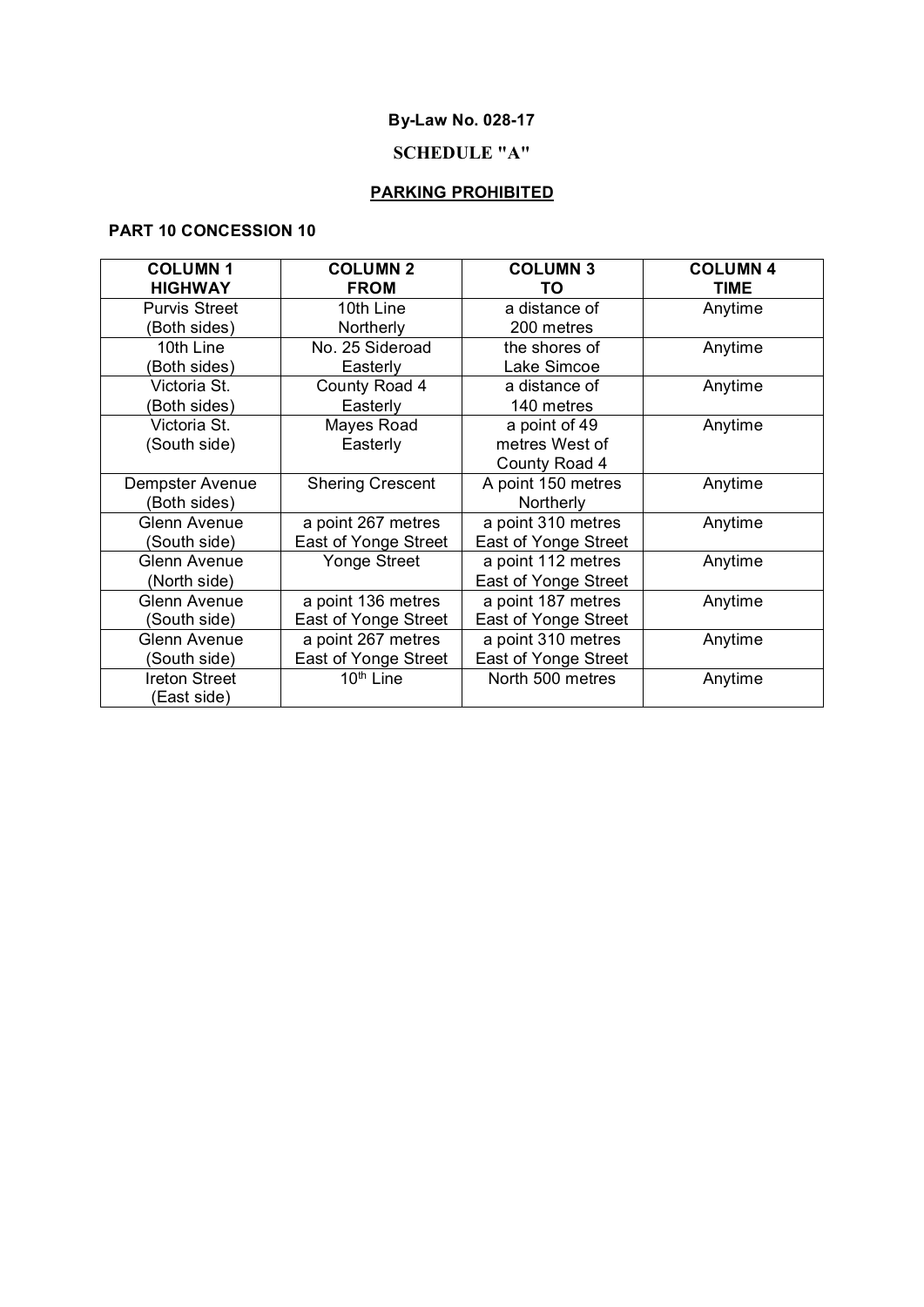**By-Law No. 028-17**

**SCHEDULE "A"**

**PARKING PROHIBITED**

**PART 10 CONCESSION 10**

| COLUMN 1 HIGHWAY | COLUMN 2 FROM | COLUMN 3 TO | COLUMN 4 TIME |
|---|---|---|---|
| Purvis Street (Both sides) | 10th Line Northerly | a distance of 200 metres | Anytime |
| 10th Line (Both sides) | No. 25 Sideroad Easterly | the shores of Lake Simcoe | Anytime |
| Victoria St. (Both sides) | County Road 4 Easterly | a distance of 140 metres | Anytime |
| Victoria St. (South side) | Mayes Road Easterly | a point of 49 metres West of County Road 4 | Anytime |
| Dempster Avenue (Both sides) | Shering Crescent | A point 150 metres Northerly | Anytime |
| Glenn Avenue (South side) | a point 267 metres East of Yonge Street | a point 310 metres East of Yonge Street | Anytime |
| Glenn Avenue (North side) | Yonge Street | a point 112 metres East of Yonge Street | Anytime |
| Glenn Avenue (South side) | a point 136 metres East of Yonge Street | a point 187 metres East of Yonge Street | Anytime |
| Glenn Avenue (South side) | a point 267 metres East of Yonge Street | a point 310 metres East of Yonge Street | Anytime |
| Ireton Street (East side) | 10th Line | North 500 metres | Anytime |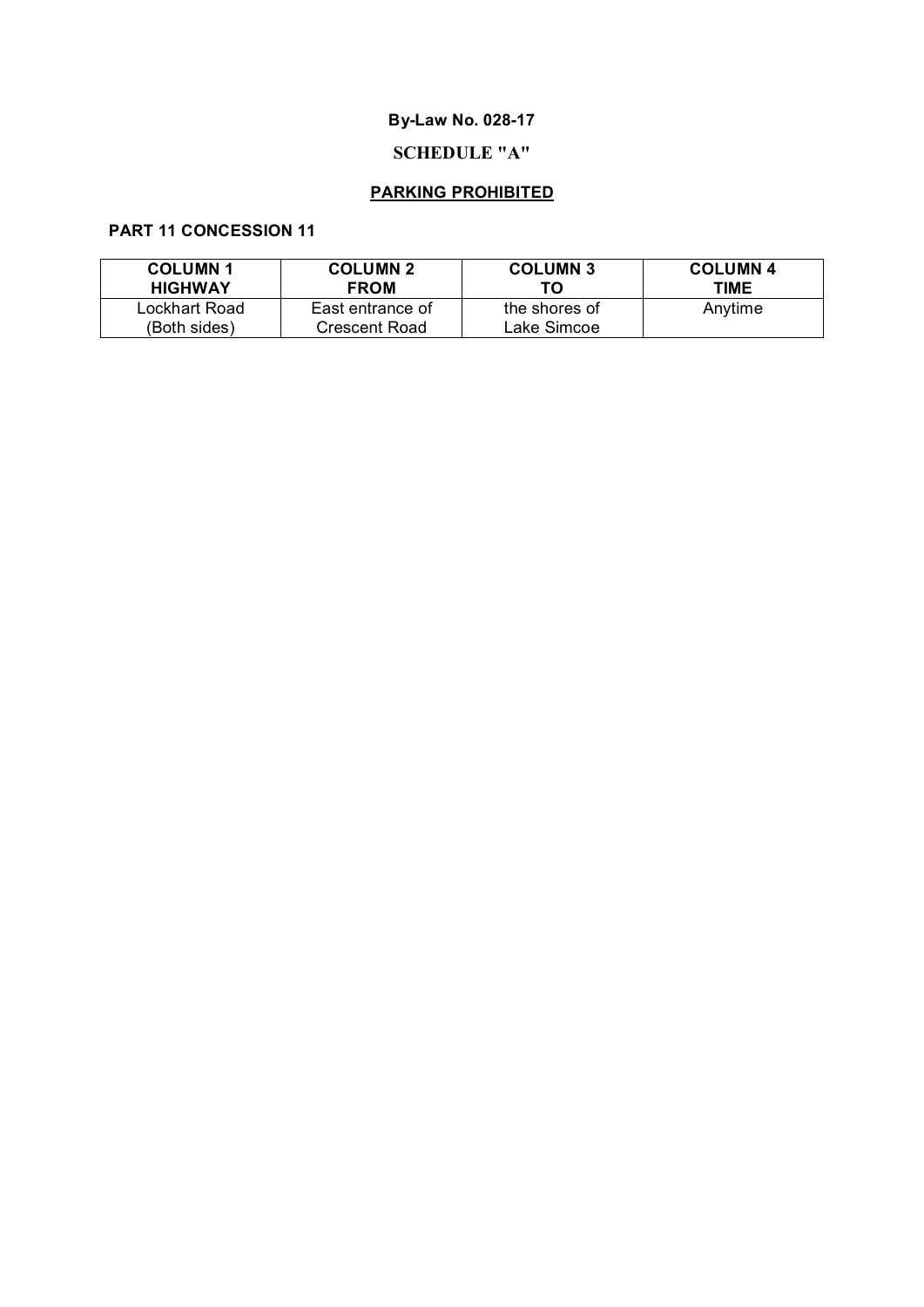**By-Law No. 028-17**

**SCHEDULE "A"**

**PARKING PROHIBITED**

**PART 11 CONCESSION 11**

| COLUMN 1 HIGHWAY | COLUMN 2 FROM | COLUMN 3 TO | COLUMN 4 TIME |
|---|---|---|---|
| Lockhart Road (Both sides) | East entrance of Crescent Road | the shores of Lake Simcoe | Anytime |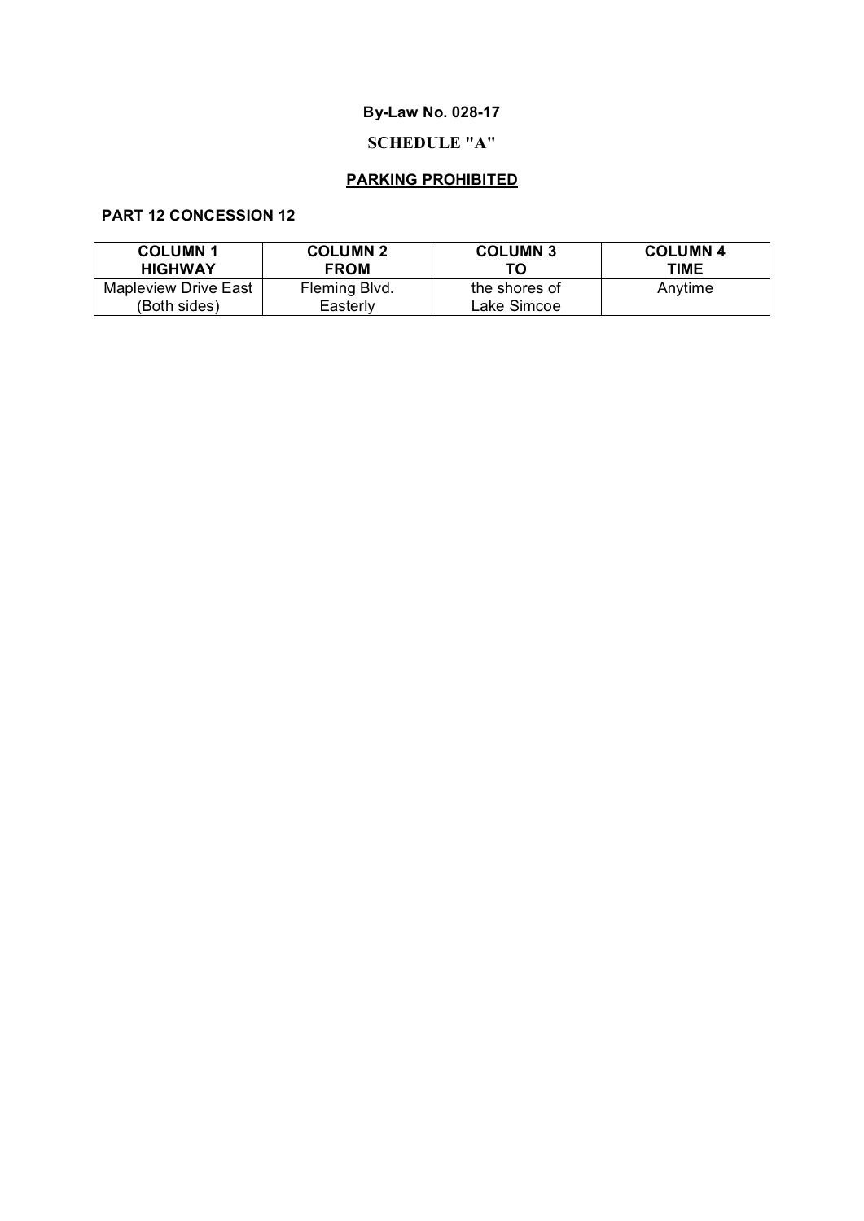**By-Law No. 028-17**

**SCHEDULE "A"**

**PARKING PROHIBITED**

**PART 12 CONCESSION 12**

| COLUMN 1 HIGHWAY | COLUMN 2 FROM | COLUMN 3 TO | COLUMN 4 TIME |
|---|---|---|---|
| Mapleview Drive East (Both sides) | Fleming Blvd. Easterly | the shores of Lake Simcoe | Anytime |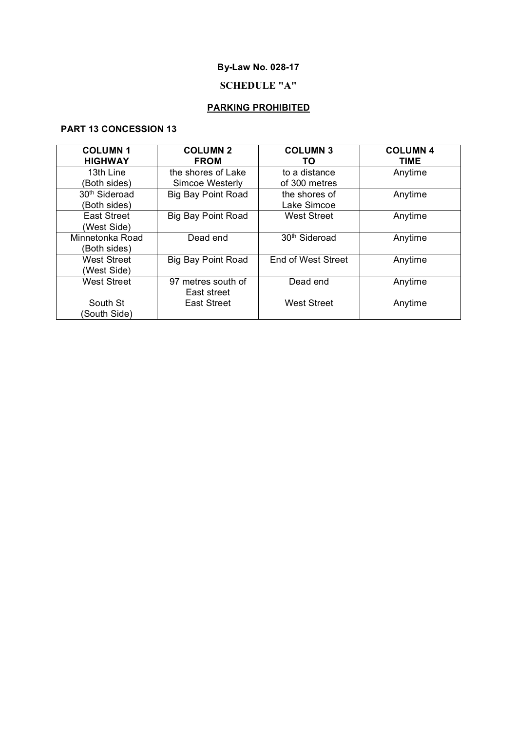**By-Law No. 028-17**

**SCHEDULE "A"**

**PARKING PROHIBITED**

**PART 13 CONCESSION 13**

| COLUMN 1 HIGHWAY | COLUMN 2 FROM | COLUMN 3 TO | COLUMN 4 TIME |
|---|---|---|---|
| 13th Line (Both sides) | the shores of Lake Simcoe Westerly | to a distance of 300 metres | Anytime |
| 30th Sideroad (Both sides) | Big Bay Point Road | the shores of Lake Simcoe | Anytime |
| East Street (West Side) | Big Bay Point Road | West Street | Anytime |
| Minnetonka Road (Both sides) | Dead end | 30th Sideroad | Anytime |
| West Street (West Side) | Big Bay Point Road | End of West Street | Anytime |
| West Street | 97 metres south of East street | Dead end | Anytime |
| South St (South Side) | East Street | West Street | Anytime |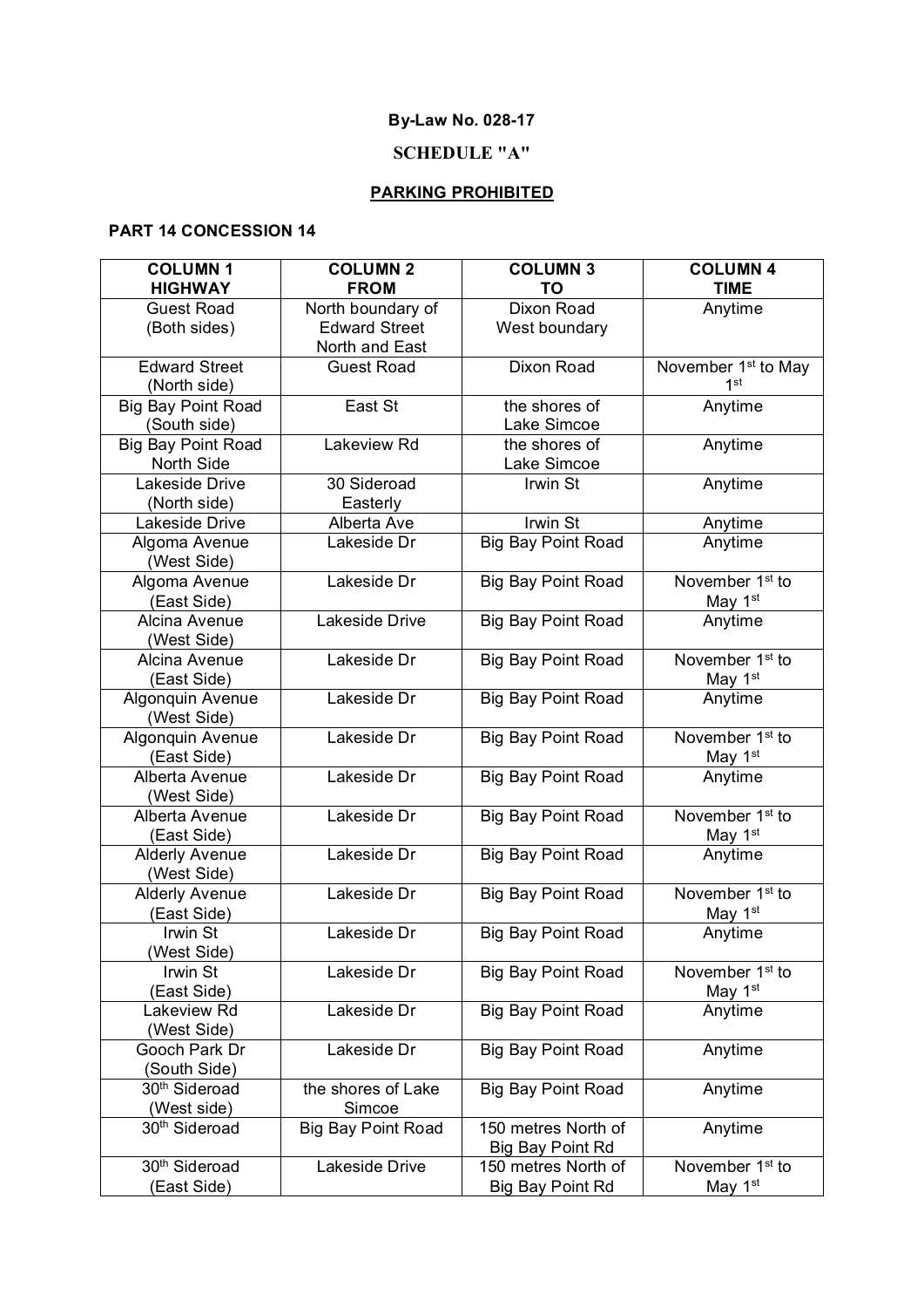**By-Law No. 028-17**

**SCHEDULE "A"**

**PARKING PROHIBITED**

**PART 14 CONCESSION 14**

| COLUMN 1 HIGHWAY | COLUMN 2 FROM | COLUMN 3 TO | COLUMN 4 TIME |
|---|---|---|---|
| Guest Road (Both sides) | North boundary of Edward Street North and East | Dixon Road West boundary | Anytime |
| Edward Street (North side) | Guest Road | Dixon Road | November 1st to May 1st |
| Big Bay Point Road (South side) | East St | the shores of Lake Simcoe | Anytime |
| Big Bay Point Road North Side | Lakeview Rd | the shores of Lake Simcoe | Anytime |
| Lakeside Drive (North side) | 30 Sideroad Easterly | Irwin St | Anytime |
| Lakeside Drive | Alberta Ave | Irwin St | Anytime |
| Algoma Avenue (West Side) | Lakeside Dr | Big Bay Point Road | Anytime |
| Algoma Avenue (East Side) | Lakeside Dr | Big Bay Point Road | November 1st to May 1st |
| Alcina Avenue (West Side) | Lakeside Drive | Big Bay Point Road | Anytime |
| Alcina Avenue (East Side) | Lakeside Dr | Big Bay Point Road | November 1st to May 1st |
| Algonquin Avenue (West Side) | Lakeside Dr | Big Bay Point Road | Anytime |
| Algonquin Avenue (East Side) | Lakeside Dr | Big Bay Point Road | November 1st to May 1st |
| Alberta Avenue (West Side) | Lakeside Dr | Big Bay Point Road | Anytime |
| Alberta Avenue (East Side) | Lakeside Dr | Big Bay Point Road | November 1st to May 1st |
| Alderly Avenue (West Side) | Lakeside Dr | Big Bay Point Road | Anytime |
| Alderly Avenue (East Side) | Lakeside Dr | Big Bay Point Road | November 1st to May 1st |
| Irwin St (West Side) | Lakeside Dr | Big Bay Point Road | Anytime |
| Irwin St (East Side) | Lakeside Dr | Big Bay Point Road | November 1st to May 1st |
| Lakeview Rd (West Side) | Lakeside Dr | Big Bay Point Road | Anytime |
| Gooch Park Dr (South Side) | Lakeside Dr | Big Bay Point Road | Anytime |
| 30th Sideroad (West side) | the shores of Lake Simcoe | Big Bay Point Road | Anytime |
| 30th Sideroad | Big Bay Point Road | 150 metres North of Big Bay Point Rd | Anytime |
| 30th Sideroad (East Side) | Lakeside Drive | 150 metres North of Big Bay Point Rd | November 1st to May 1st |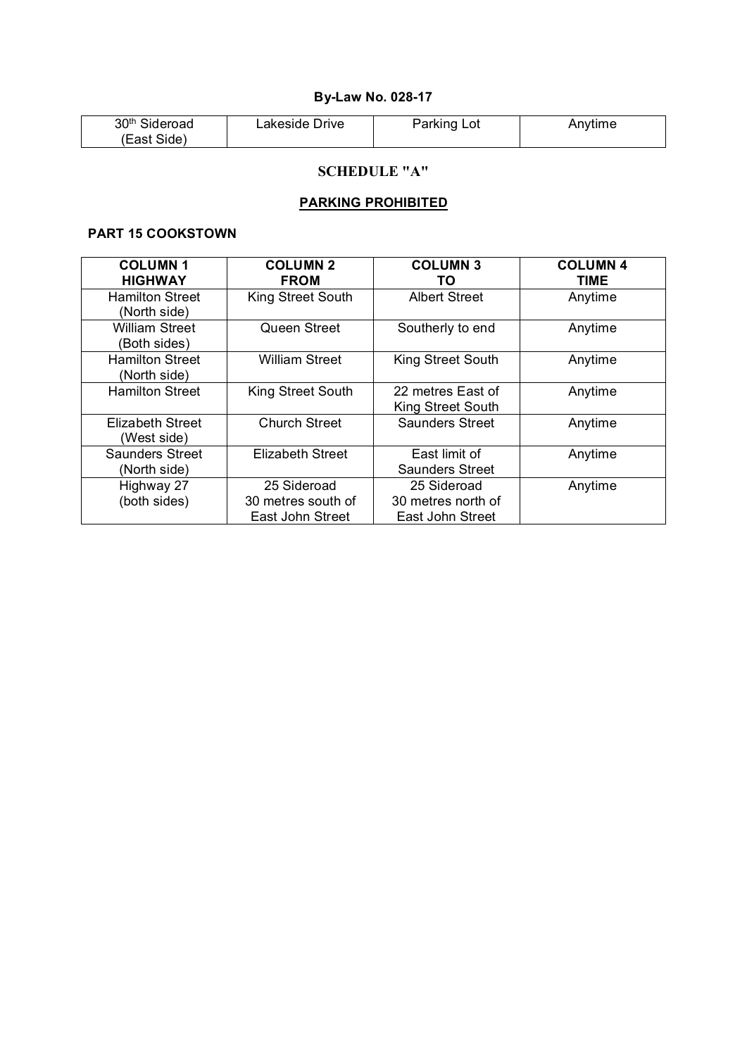**By-Law No. 028-17**

| 30th Sideroad (East Side) | Lakeside Drive | Parking Lot | Anytime |
|---|---|---|---|

## SCHEDULE "A"

## PARKING PROHIBITED

### PART 15 COOKSTOWN

| COLUMN 1 HIGHWAY | COLUMN 2 FROM | COLUMN 3 TO | COLUMN 4 TIME |
|---|---|---|---|
| Hamilton Street (North side) | King Street South | Albert Street | Anytime |
| William Street (Both sides) | Queen Street | Southerly to end | Anytime |
| Hamilton Street (North side) | William Street | King Street South | Anytime |
| Hamilton Street | King Street South | 22 metres East of King Street South | Anytime |
| Elizabeth Street (West side) | Church Street | Saunders Street | Anytime |
| Saunders Street (North side) | Elizabeth Street | East limit of Saunders Street | Anytime |
| Highway 27 (both sides) | 25 Sideroad 30 metres south of East John Street | 25 Sideroad 30 metres north of East John Street | Anytime |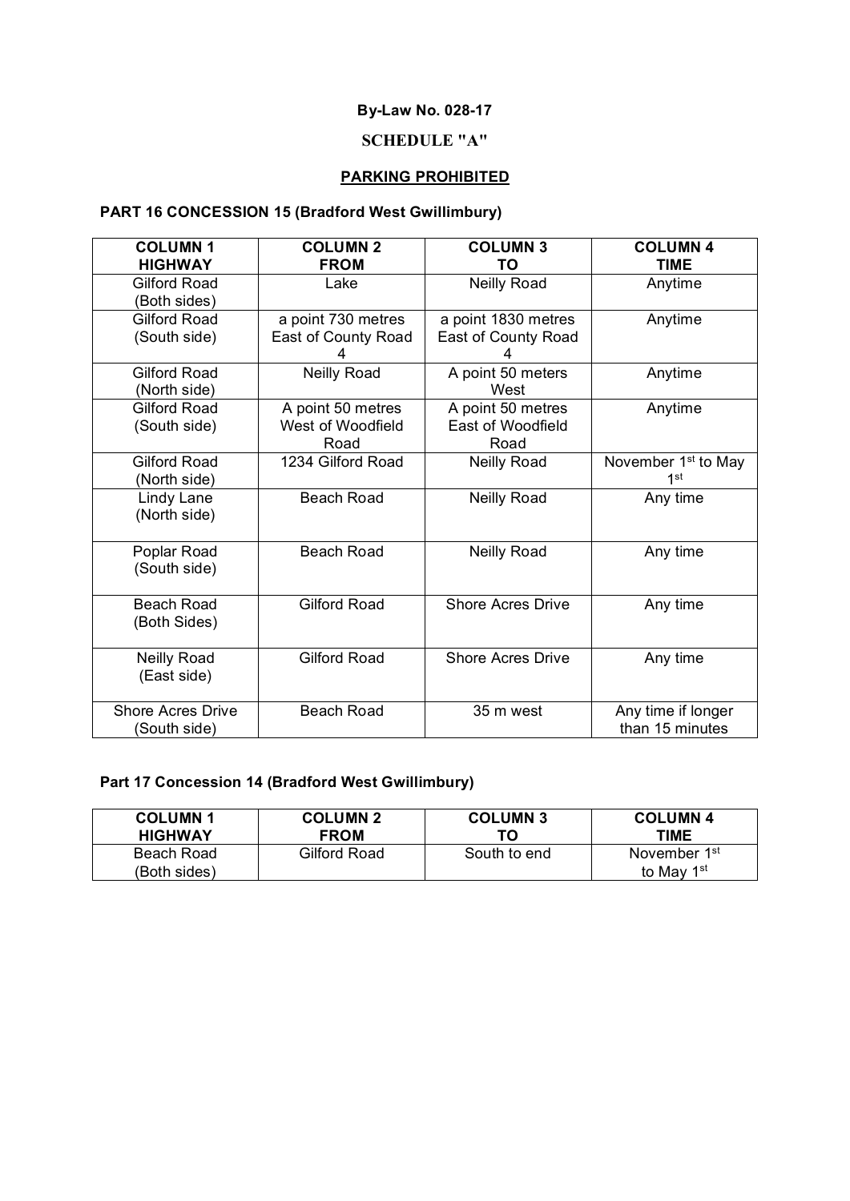**By-Law No. 028-17**

**SCHEDULE "A"**

**PARKING PROHIBITED**

**PART 16 CONCESSION 15 (Bradford West Gwillimbury)**

| COLUMN 1 HIGHWAY | COLUMN 2 FROM | COLUMN 3 TO | COLUMN 4 TIME |
|---|---|---|---|
| Gilford Road (Both sides) | Lake | Neilly Road | Anytime |
| Gilford Road (South side) | a point 730 metres East of County Road 4 | a point 1830 metres East of County Road 4 | Anytime |
| Gilford Road (North side) | Neilly Road | A point 50 meters West | Anytime |
| Gilford Road (South side) | A point 50 metres West of Woodfield Road | A point 50 metres East of Woodfield Road | Anytime |
| Gilford Road (North side) | 1234 Gilford Road | Neilly Road | November 1st to May 1st |
| Lindy Lane (North side) | Beach Road | Neilly Road | Any time |
| Poplar Road (South side) | Beach Road | Neilly Road | Any time |
| Beach Road (Both Sides) | Gilford Road | Shore Acres Drive | Any time |
| Neilly Road (East side) | Gilford Road | Shore Acres Drive | Any time |
| Shore Acres Drive (South side) | Beach Road | 35 m west | Any time if longer than 15 minutes |

**Part 17 Concession 14 (Bradford West Gwillimbury)**

| COLUMN 1 HIGHWAY | COLUMN 2 FROM | COLUMN 3 TO | COLUMN 4 TIME |
|---|---|---|---|
| Beach Road (Both sides) | Gilford Road | South to end | November 1st to May 1st |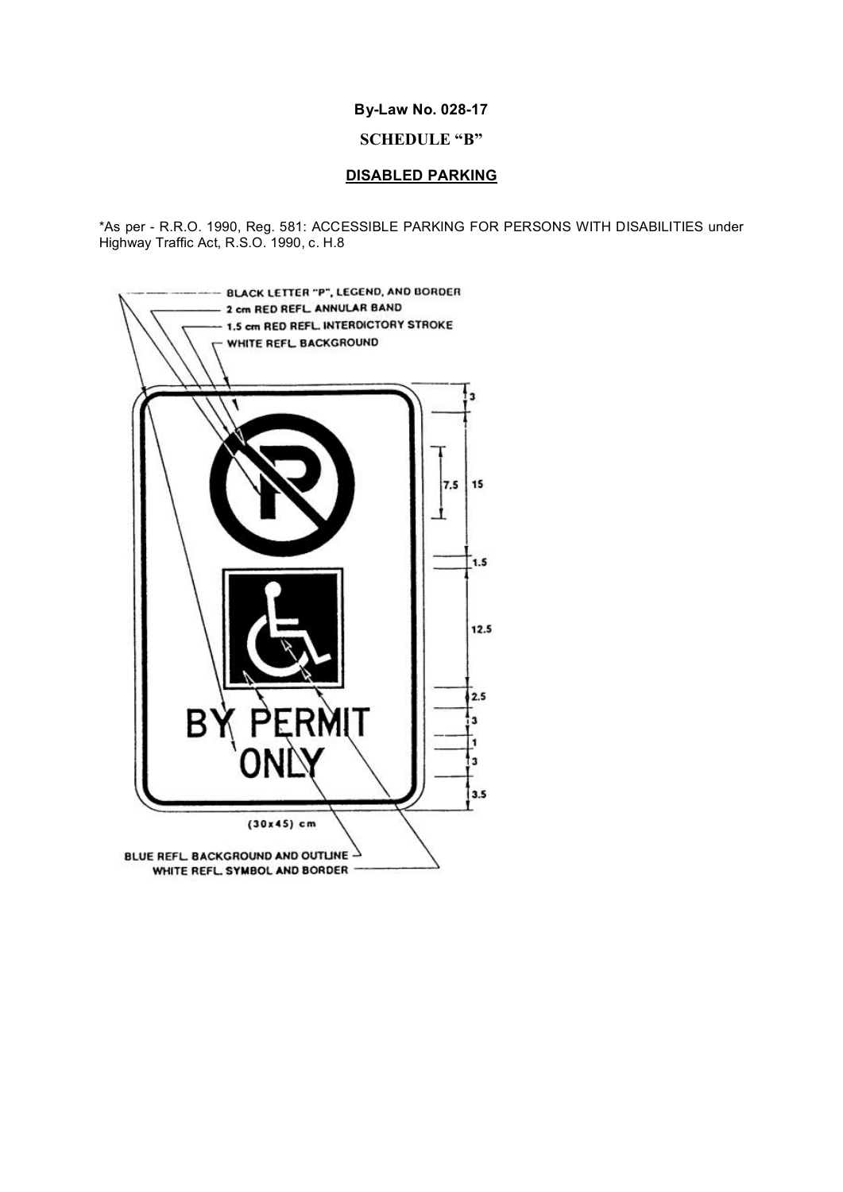**By-Law No. 028-17**

**SCHEDULE "B"**

**DISABLED PARKING**

*As per - R.R.O. 1990, Reg. 581: ACCESSIBLE PARKING FOR PERSONS WITH DISABILITIES under Highway Traffic Act, R.S.O. 1990, c. H.8

BLACK LETTER "P", LEGEND, AND BORDER

2 cm RED REFL. ANNULAR BAND

1.5 cm RED REFL. INTERDICTORY STROKE

WHITE REFL. BACKGROUND

BY PERMIT ONLY

3

7.5

15

1.5

12.5

2.5

3

1

3

3.5

(30x45) cm

BLUE REFL. BACKGROUND AND OUTLINE

WHITE REFL. SYMBOL AND BORDER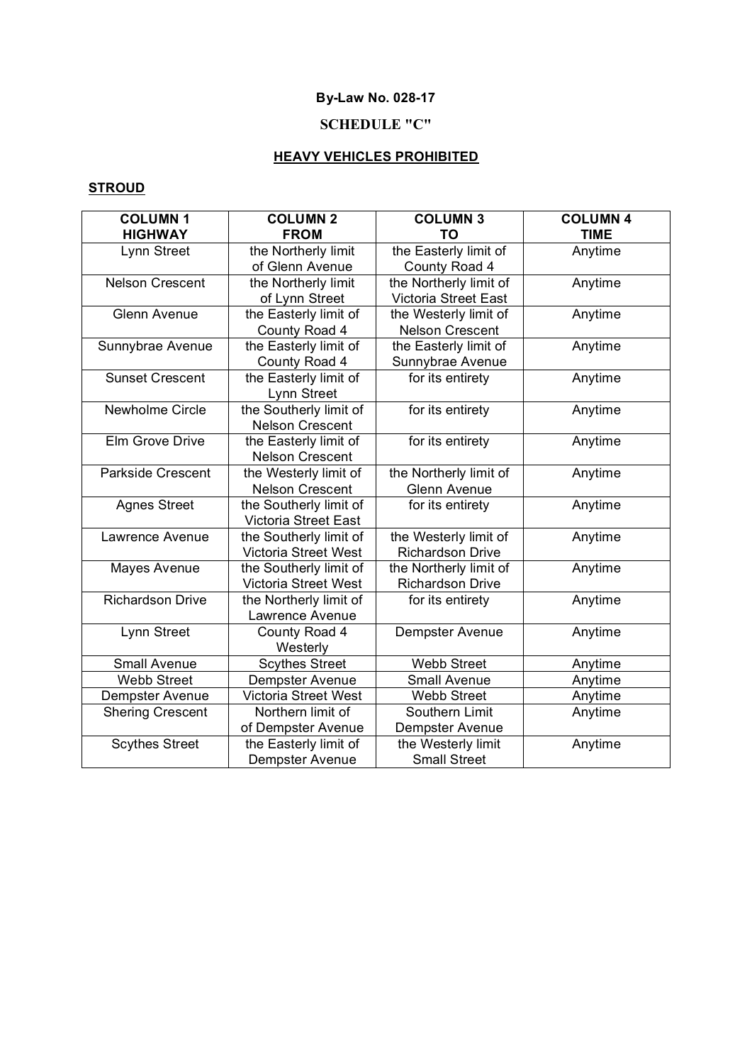**By-Law No. 028-17**

## SCHEDULE "C"

### HEAVY VEHICLES PROHIBITED

**STROUD**

| COLUMN 1<br>HIGHWAY | COLUMN 2<br>FROM | COLUMN 3<br>TO | COLUMN 4<br>TIME |
|---|---|---|---|
| Lynn Street | the Northerly limit of Glenn Avenue | the Easterly limit of County Road 4 | Anytime |
| Nelson Crescent | the Northerly limit of Lynn Street | the Northerly limit of Victoria Street East | Anytime |
| Glenn Avenue | the Easterly limit of County Road 4 | the Westerly limit of Nelson Crescent | Anytime |
| Sunnybrae Avenue | the Easterly limit of County Road 4 | the Easterly limit of Sunnybrae Avenue | Anytime |
| Sunset Crescent | the Easterly limit of Lynn Street | for its entirety | Anytime |
| Newholme Circle | the Southerly limit of Nelson Crescent | for its entirety | Anytime |
| Elm Grove Drive | the Easterly limit of Nelson Crescent | for its entirety | Anytime |
| Parkside Crescent | the Westerly limit of Nelson Crescent | the Northerly limit of Glenn Avenue | Anytime |
| Agnes Street | the Southerly limit of Victoria Street East | for its entirety | Anytime |
| Lawrence Avenue | the Southerly limit of Victoria Street West | the Westerly limit of Richardson Drive | Anytime |
| Mayes Avenue | the Southerly limit of Victoria Street West | the Northerly limit of Richardson Drive | Anytime |
| Richardson Drive | the Northerly limit of Lawrence Avenue | for its entirety | Anytime |
| Lynn Street | County Road 4 Westerly | Dempster Avenue | Anytime |
| Small Avenue | Scythes Street | Webb Street | Anytime |
| Webb Street | Dempster Avenue | Small Avenue | Anytime |
| Dempster Avenue | Victoria Street West | Webb Street | Anytime |
| Shering Crescent | Northern limit of of Dempster Avenue | Southern Limit Dempster Avenue | Anytime |
| Scythes Street | the Easterly limit of Dempster Avenue | the Westerly limit Small Street | Anytime |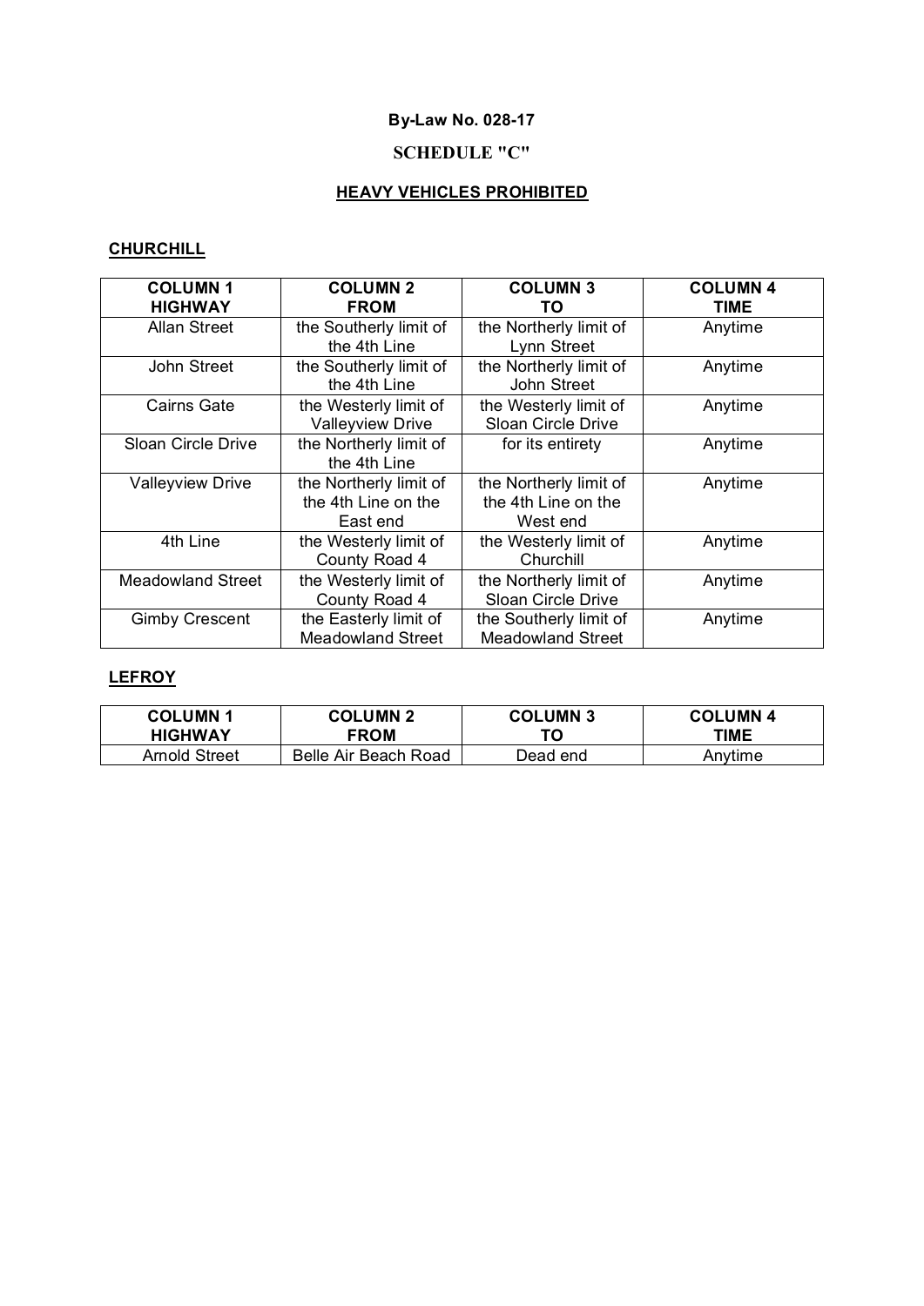**By-Law No. 028-17**

**SCHEDULE "C"**

**HEAVY VEHICLES PROHIBITED**

**CHURCHILL**

| COLUMN 1 HIGHWAY | COLUMN 2 FROM | COLUMN 3 TO | COLUMN 4 TIME |
|---|---|---|---|
| Allan Street | the Southerly limit of the 4th Line | the Northerly limit of Lynn Street | Anytime |
| John Street | the Southerly limit of the 4th Line | the Northerly limit of John Street | Anytime |
| Cairns Gate | the Westerly limit of Valleyview Drive | the Westerly limit of Sloan Circle Drive | Anytime |
| Sloan Circle Drive | the Northerly limit of the 4th Line | for its entirety | Anytime |
| Valleyview Drive | the Northerly limit of the 4th Line on the East end | the Northerly limit of the 4th Line on the West end | Anytime |
| 4th Line | the Westerly limit of County Road 4 | the Westerly limit of Churchill | Anytime |
| Meadowland Street | the Westerly limit of County Road 4 | the Northerly limit of Sloan Circle Drive | Anytime |
| Gimby Crescent | the Easterly limit of Meadowland Street | the Southerly limit of Meadowland Street | Anytime |

**LEFROY**

| COLUMN 1 HIGHWAY | COLUMN 2 FROM | COLUMN 3 TO | COLUMN 4 TIME |
|---|---|---|---|
| Arnold Street | Belle Air Beach Road | Dead end | Anytime |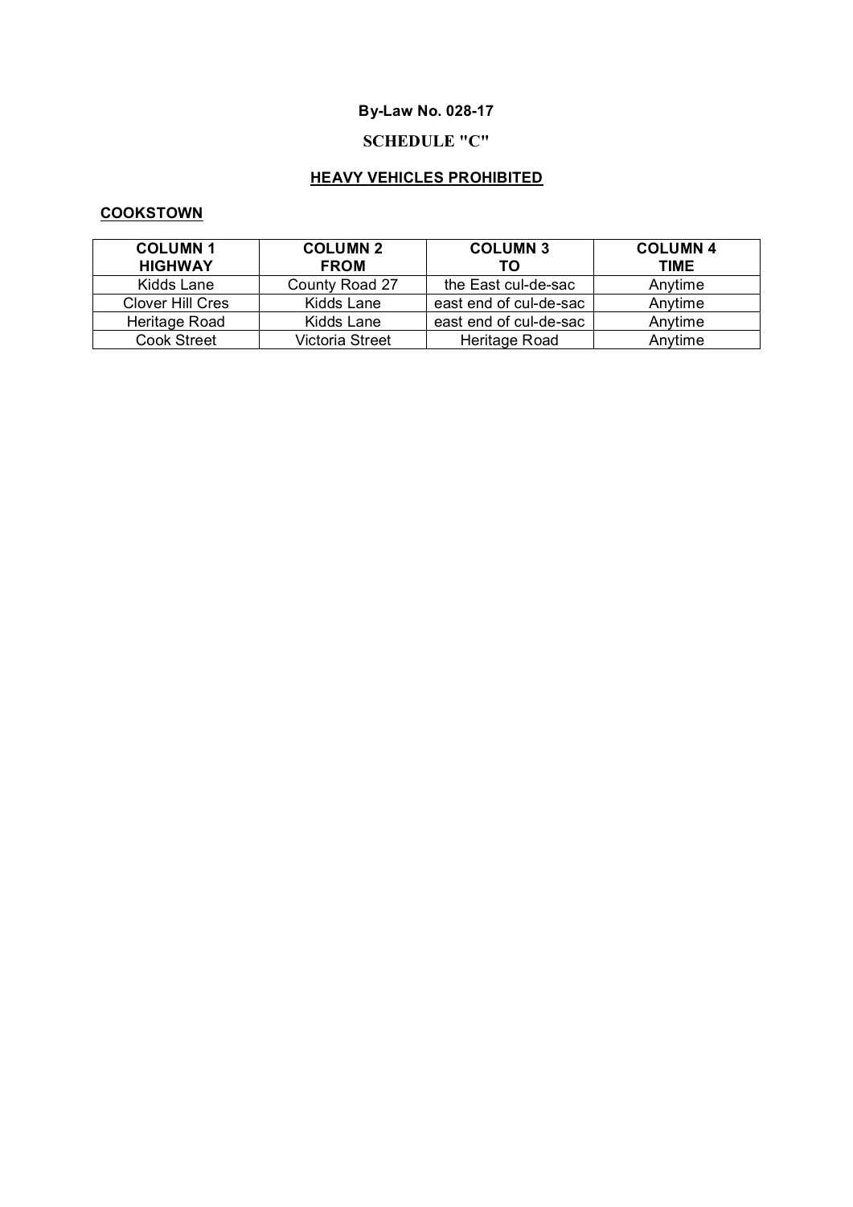**By-Law No. 028-17**

**SCHEDULE "C"**

**HEAVY VEHICLES PROHIBITED**

**COOKSTOWN**

| COLUMN 1 HIGHWAY | COLUMN 2 FROM | COLUMN 3 TO | COLUMN 4 TIME |
|---|---|---|---|
| Kidds Lane | County Road 27 | the East cul-de-sac | Anytime |
| Clover Hill Cres | Kidds Lane | east end of cul-de-sac | Anytime |
| Heritage Road | Kidds Lane | east end of cul-de-sac | Anytime |
| Cook Street | Victoria Street | Heritage Road | Anytime |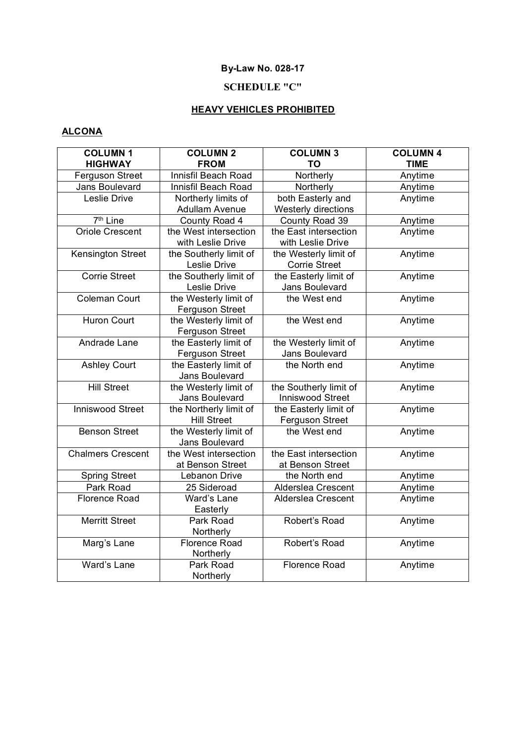**By-Law No. 028-17**

**SCHEDULE "C"**

**HEAVY VEHICLES PROHIBITED**

**ALCONA**

| COLUMN 1 HIGHWAY | COLUMN 2 FROM | COLUMN 3 TO | COLUMN 4 TIME |
|---|---|---|---|
| Ferguson Street | Innisfil Beach Road | Northerly | Anytime |
| Jans Boulevard | Innisfil Beach Road | Northerly | Anytime |
| Leslie Drive | Northerly limits of Adullam Avenue | both Easterly and Westerly directions | Anytime |
| 7th Line | County Road 4 | County Road 39 | Anytime |
| Oriole Crescent | the West intersection with Leslie Drive | the East intersection with Leslie Drive | Anytime |
| Kensington Street | the Southerly limit of Leslie Drive | the Westerly limit of Corrie Street | Anytime |
| Corrie Street | the Southerly limit of Leslie Drive | the Easterly limit of Jans Boulevard | Anytime |
| Coleman Court | the Westerly limit of Ferguson Street | the West end | Anytime |
| Huron Court | the Westerly limit of Ferguson Street | the West end | Anytime |
| Andrade Lane | the Easterly limit of Ferguson Street | the Westerly limit of Jans Boulevard | Anytime |
| Ashley Court | the Easterly limit of Jans Boulevard | the North end | Anytime |
| Hill Street | the Westerly limit of Jans Boulevard | the Southerly limit of Inniswood Street | Anytime |
| Inniswood Street | the Northerly limit of Hill Street | the Easterly limit of Ferguson Street | Anytime |
| Benson Street | the Westerly limit of Jans Boulevard | the West end | Anytime |
| Chalmers Crescent | the West intersection at Benson Street | the East intersection at Benson Street | Anytime |
| Spring Street | Lebanon Drive | the North end | Anytime |
| Park Road | 25 Sideroad | Alderslea Crescent | Anytime |
| Florence Road | Ward's Lane Easterly | Alderslea Crescent | Anytime |
| Merritt Street | Park Road Northerly | Robert's Road | Anytime |
| Marg's Lane | Florence Road Northerly | Robert's Road | Anytime |
| Ward's Lane | Park Road Northerly | Florence Road | Anytime |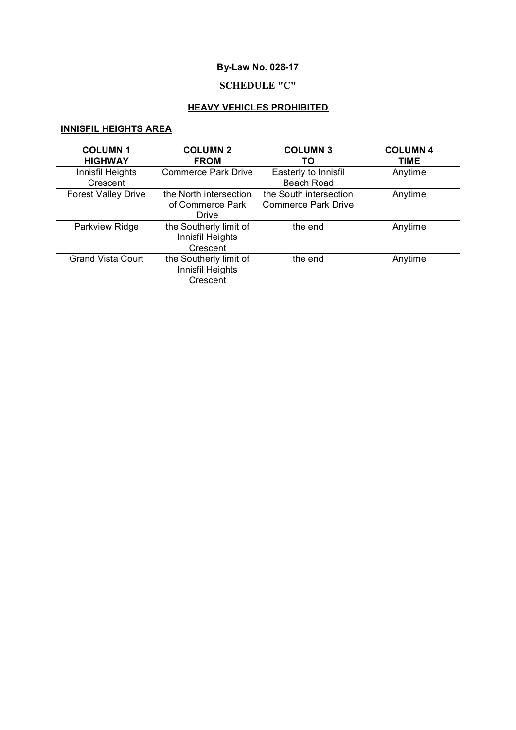**By-Law No. 028-17**

**SCHEDULE "C"**

**HEAVY VEHICLES PROHIBITED**

**INNISFIL HEIGHTS AREA**

| COLUMN 1 HIGHWAY | COLUMN 2 FROM | COLUMN 3 TO | COLUMN 4 TIME |
|---|---|---|---|
| Innisfil Heights Crescent | Commerce Park Drive | Easterly to Innisfil Beach Road | Anytime |
| Forest Valley Drive | the North intersection of Commerce Park Drive | the South intersection Commerce Park Drive | Anytime |
| Parkview Ridge | the Southerly limit of Innisfil Heights Crescent | the end | Anytime |
| Grand Vista Court | the Southerly limit of Innisfil Heights Crescent | the end | Anytime |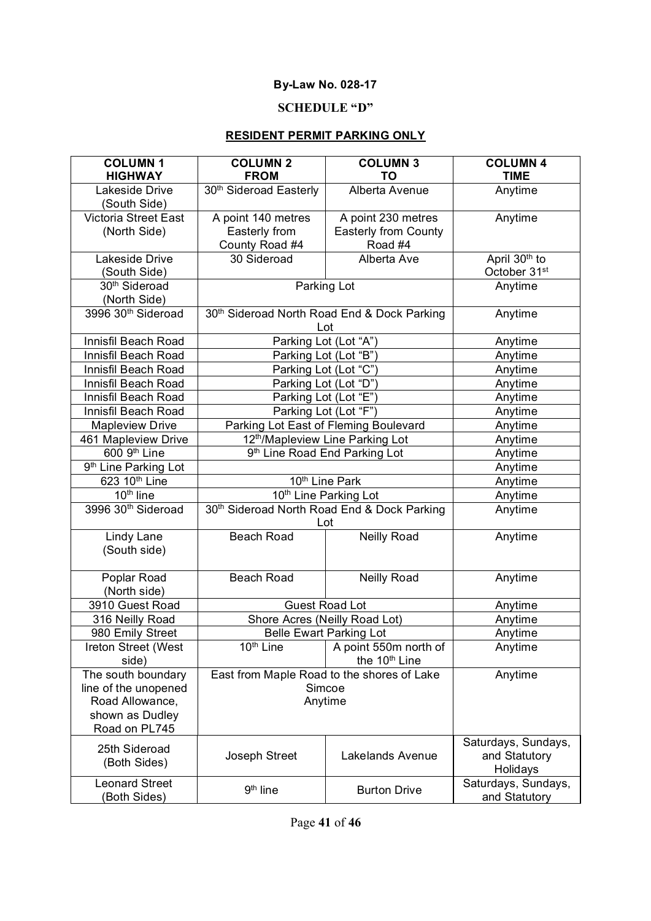**By-Law No. 028-17**

**SCHEDULE "D"**

**RESIDENT PERMIT PARKING ONLY**

| COLUMN 1 HIGHWAY | COLUMN 2 FROM | COLUMN 3 TO | COLUMN 4 TIME |
|---|---|---|---|
| Lakeside Drive (South Side) | 30th Sideroad Easterly | Alberta Avenue | Anytime |
| Victoria Street East (North Side) | A point 140 metres Easterly from County Road #4 | A point 230 metres Easterly from County Road #4 | Anytime |
| Lakeside Drive (South Side) | 30 Sideroad | Alberta Ave | April 30th to October 31st |
| 30th Sideroad (North Side) | Parking Lot | | Anytime |
| 3996 30th Sideroad | 30th Sideroad North Road End & Dock Parking Lot | | Anytime |
| Innisfil Beach Road | Parking Lot (Lot "A") | | Anytime |
| Innisfil Beach Road | Parking Lot (Lot "B") | | Anytime |
| Innisfil Beach Road | Parking Lot (Lot "C") | | Anytime |
| Innisfil Beach Road | Parking Lot (Lot "D") | | Anytime |
| Innisfil Beach Road | Parking Lot (Lot "E") | | Anytime |
| Innisfil Beach Road | Parking Lot (Lot "F") | | Anytime |
| Mapleview Drive | Parking Lot East of Fleming Boulevard | | Anytime |
| 461 Mapleview Drive | 12th/Mapleview Line Parking Lot | | Anytime |
| 600 9th Line | 9th Line Road End Parking Lot | | Anytime |
| 9th Line Parking Lot | | | Anytime |
| 623 10th Line | 10th Line Park | | Anytime |
| 10th line | 10th Line Parking Lot | | Anytime |
| 3996 30th Sideroad | 30th Sideroad North Road End & Dock Parking Lot | | Anytime |
| Lindy Lane (South side) | Beach Road | Neilly Road | Anytime |
| Poplar Road (North side) | Beach Road | Neilly Road | Anytime |
| 3910 Guest Road | Guest Road Lot | | Anytime |
| 316 Neilly Road | Shore Acres (Neilly Road Lot) | | Anytime |
| 980 Emily Street | Belle Ewart Parking Lot | | Anytime |
| Ireton Street (West side) | 10th Line | A point 550m north of the 10th Line | Anytime |
| The south boundary line of the unopened Road Allowance, shown as Dudley Road on PL745 | East from Maple Road to the shores of Lake Simcoe Anytime | | Anytime |
| 25th Sideroad (Both Sides) | Joseph Street | Lakelands Avenue | Saturdays, Sundays, and Statutory Holidays |
| Leonard Street (Both Sides) | 9th line | Burton Drive | Saturdays, Sundays, and Statutory |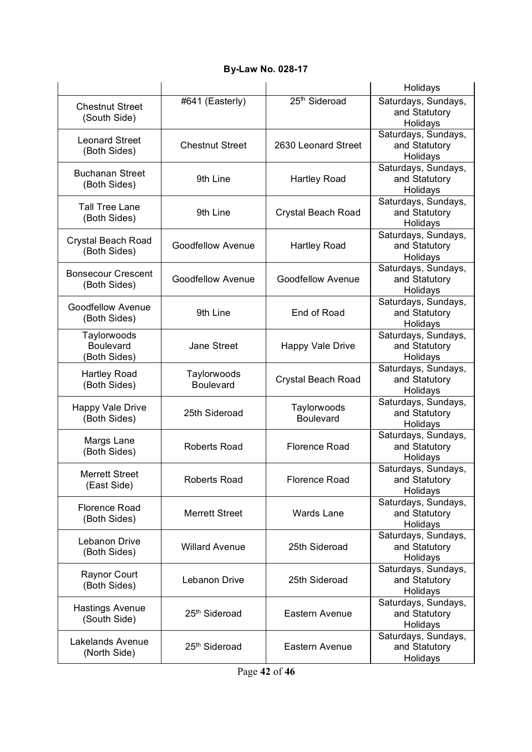| | | | Holidays |
|---|---|---|---|
| Chestnut Street (South Side) | #641 (Easterly) | 25th Sideroad | Saturdays, Sundays, and Statutory Holidays |
| Leonard Street (Both Sides) | Chestnut Street | 2630 Leonard Street | Saturdays, Sundays, and Statutory Holidays |
| Buchanan Street (Both Sides) | 9th Line | Hartley Road | Saturdays, Sundays, and Statutory Holidays |
| Tall Tree Lane (Both Sides) | 9th Line | Crystal Beach Road | Saturdays, Sundays, and Statutory Holidays |
| Crystal Beach Road (Both Sides) | Goodfellow Avenue | Hartley Road | Saturdays, Sundays, and Statutory Holidays |
| Bonsecour Crescent (Both Sides) | Goodfellow Avenue | Goodfellow Avenue | Saturdays, Sundays, and Statutory Holidays |
| Goodfellow Avenue (Both Sides) | 9th Line | End of Road | Saturdays, Sundays, and Statutory Holidays |
| Taylorwoods Boulevard (Both Sides) | Jane Street | Happy Vale Drive | Saturdays, Sundays, and Statutory Holidays |
| Hartley Road (Both Sides) | Taylorwoods Boulevard | Crystal Beach Road | Saturdays, Sundays, and Statutory Holidays |
| Happy Vale Drive (Both Sides) | 25th Sideroad | Taylorwoods Boulevard | Saturdays, Sundays, and Statutory Holidays |
| Margs Lane (Both Sides) | Roberts Road | Florence Road | Saturdays, Sundays, and Statutory Holidays |
| Merrett Street (East Side) | Roberts Road | Florence Road | Saturdays, Sundays, and Statutory Holidays |
| Florence Road (Both Sides) | Merrett Street | Wards Lane | Saturdays, Sundays, and Statutory Holidays |
| Lebanon Drive (Both Sides) | Willard Avenue | 25th Sideroad | Saturdays, Sundays, and Statutory Holidays |
| Raynor Court (Both Sides) | Lebanon Drive | 25th Sideroad | Saturdays, Sundays, and Statutory Holidays |
| Hastings Avenue (South Side) | 25th Sideroad | Eastern Avenue | Saturdays, Sundays, and Statutory Holidays |
| Lakelands Avenue (North Side) | 25th Sideroad | Eastern Avenue | Saturdays, Sundays, and Statutory Holidays |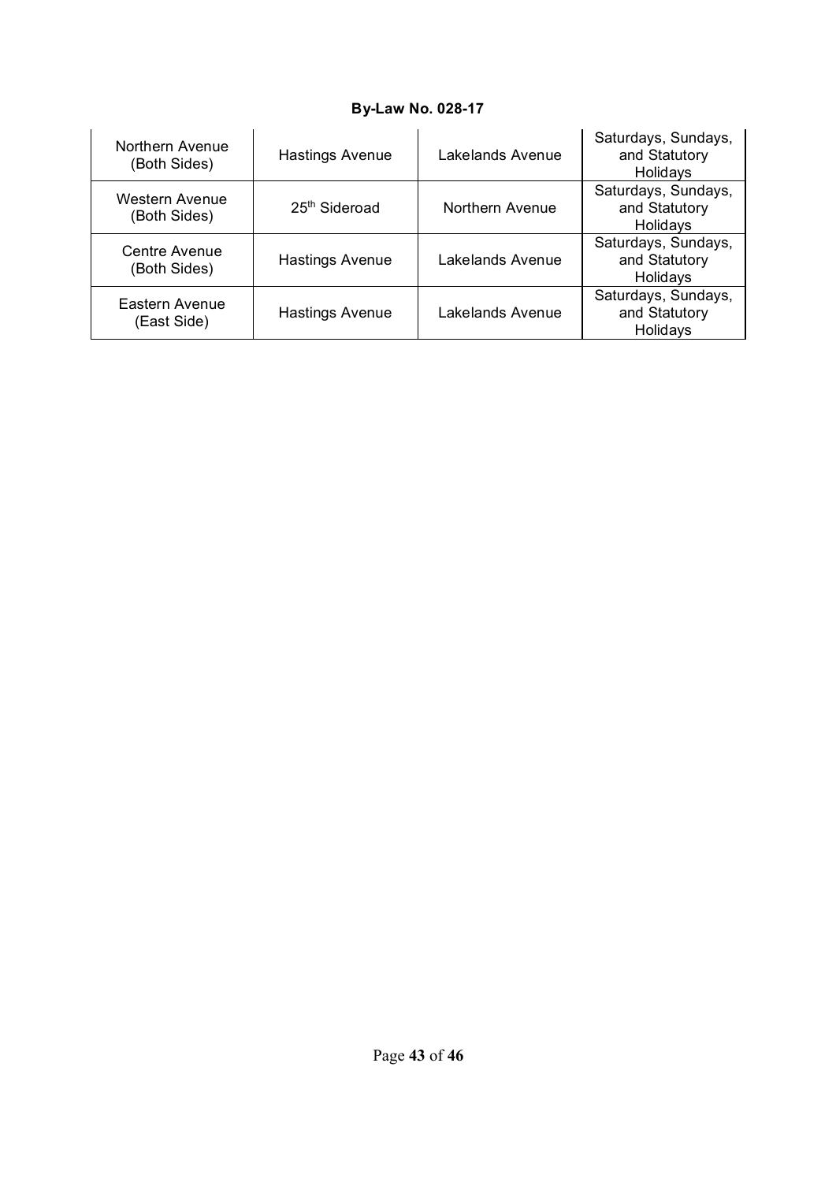| Northern Avenue (Both Sides) | Hastings Avenue | Lakelands Avenue | Saturdays, Sundays, and Statutory Holidays |
|---|---|---|---|
| Western Avenue (Both Sides) | 25th Sideroad | Northern Avenue | Saturdays, Sundays, and Statutory Holidays |
| Centre Avenue (Both Sides) | Hastings Avenue | Lakelands Avenue | Saturdays, Sundays, and Statutory Holidays |
| Eastern Avenue (East Side) | Hastings Avenue | Lakelands Avenue | Saturdays, Sundays, and Statutory Holidays |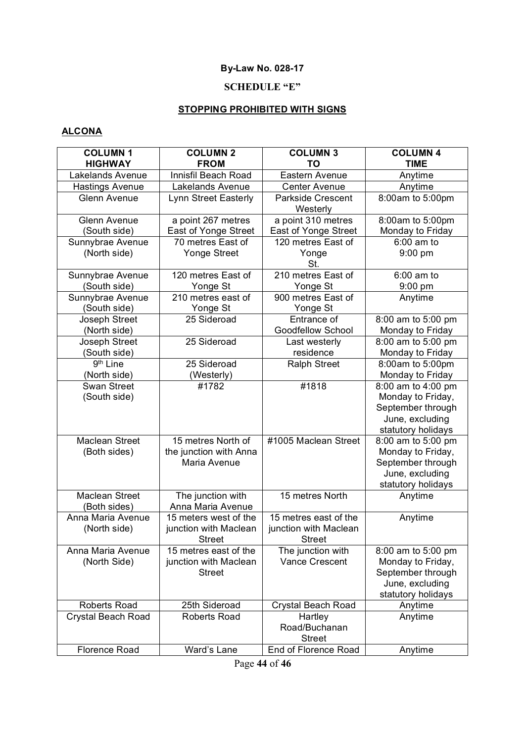**By-Law No. 028-17**

**SCHEDULE "E"**

**STOPPING PROHIBITED WITH SIGNS**

**ALCONA**

| COLUMN 1 HIGHWAY | COLUMN 2 FROM | COLUMN 3 TO | COLUMN 4 TIME |
|---|---|---|---|
| Lakelands Avenue | Innisfil Beach Road | Eastern Avenue | Anytime |
| Hastings Avenue | Lakelands Avenue | Center Avenue | Anytime |
| Glenn Avenue | Lynn Street Easterly | Parkside Crescent Westerly | 8:00am to 5:00pm |
| Glenn Avenue (South side) | a point 267 metres East of Yonge Street | a point 310 metres East of Yonge Street | 8:00am to 5:00pm Monday to Friday |
| Sunnybrae Avenue (North side) | 70 metres East of Yonge Street | 120 metres East of Yonge St. | 6:00 am to 9:00 pm |
| Sunnybrae Avenue (South side) | 120 metres East of Yonge St | 210 metres East of Yonge St | 6:00 am to 9:00 pm |
| Sunnybrae Avenue (South side) | 210 metres east of Yonge St | 900 metres East of Yonge St | Anytime |
| Joseph Street (North side) | 25 Sideroad | Entrance of Goodfellow School | 8:00 am to 5:00 pm Monday to Friday |
| Joseph Street (South side) | 25 Sideroad | Last westerly residence | 8:00 am to 5:00 pm Monday to Friday |
| 9th Line (North side) | 25 Sideroad (Westerly) | Ralph Street | 8:00am to 5:00pm Monday to Friday |
| Swan Street (South side) | #1782 | #1818 | 8:00 am to 4:00 pm Monday to Friday, September through June, excluding statutory holidays |
| Maclean Street (Both sides) | 15 metres North of the junction with Anna Maria Avenue | #1005 Maclean Street | 8:00 am to 5:00 pm Monday to Friday, September through June, excluding statutory holidays |
| Maclean Street (Both sides) | The junction with Anna Maria Avenue | 15 metres North | Anytime |
| Anna Maria Avenue (North side) | 15 meters west of the junction with Maclean Street | 15 metres east of the junction with Maclean Street | Anytime |
| Anna Maria Avenue (North Side) | 15 metres east of the junction with Maclean Street | The junction with Vance Crescent | 8:00 am to 5:00 pm Monday to Friday, September through June, excluding statutory holidays |
| Roberts Road | 25th Sideroad | Crystal Beach Road | Anytime |
| Crystal Beach Road | Roberts Road | Hartley Road/Buchanan Street | Anytime |
| Florence Road | Ward's Lane | End of Florence Road | Anytime |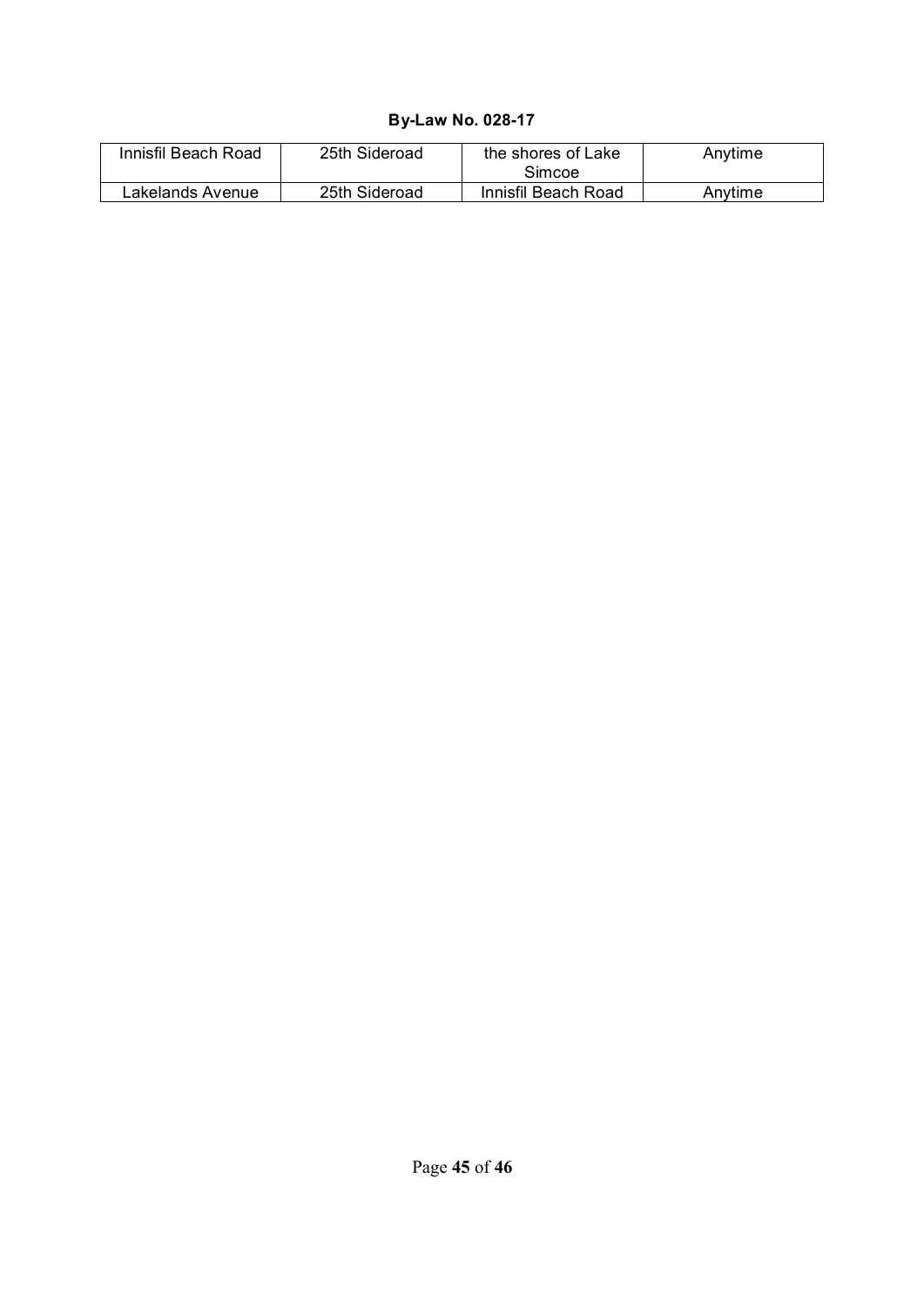| Innisfil Beach Road | 25th Sideroad | the shores of Lake Simcoe | Anytime |
|---|---|---|---|
| Lakelands Avenue | 25th Sideroad | Innisfil Beach Road | Anytime |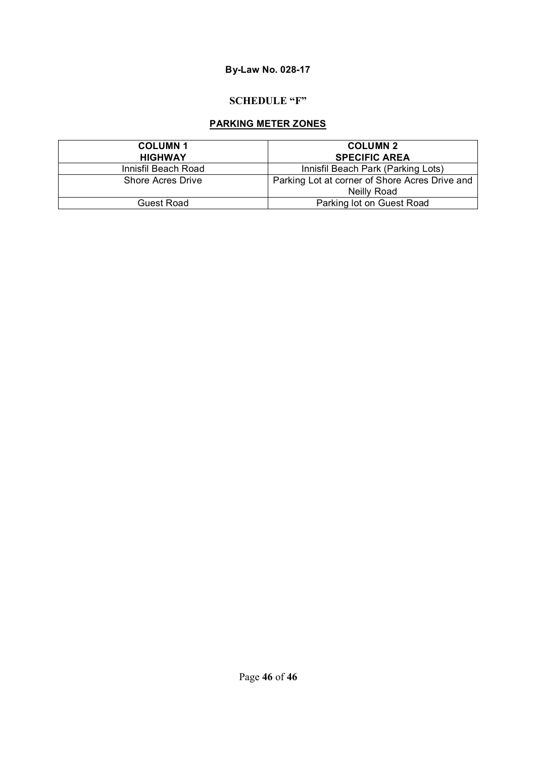**By-Law No. 028-17**

## SCHEDULE "F"

### PARKING METER ZONES

| COLUMN 1<br>HIGHWAY | COLUMN 2<br>SPECIFIC AREA |
|---|---|
| Innisfil Beach Road | Innisfil Beach Park (Parking Lots) |
| Shore Acres Drive | Parking Lot at corner of Shore Acres Drive and Neilly Road |
| Guest Road | Parking lot on Guest Road |